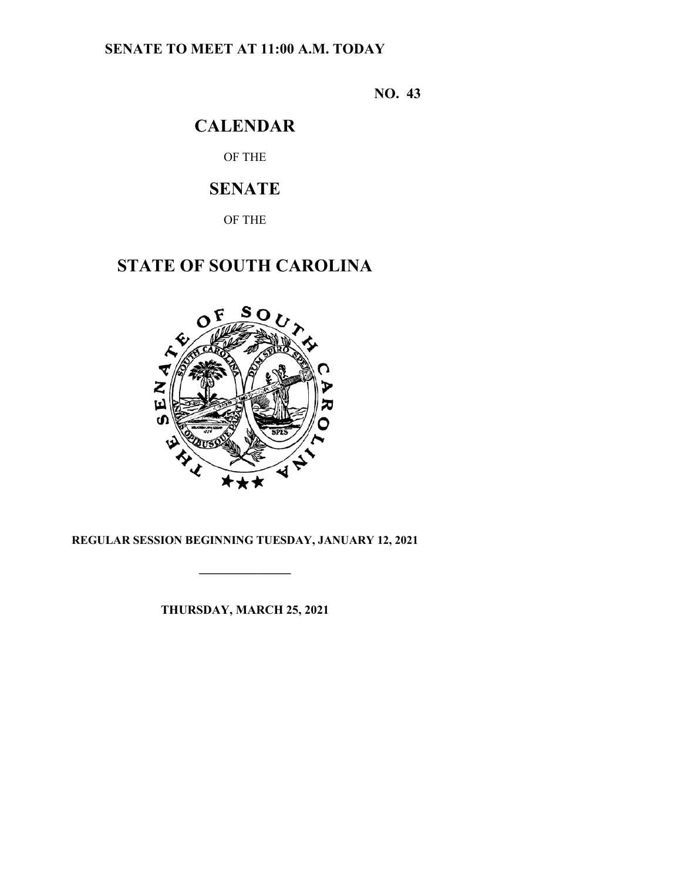**SENATE TO MEET AT 11:00 A.M. TODAY**

**NO. 43**

# CALENDAR

OF THE

# SENATE

OF THE

# STATE OF SOUTH CAROLINA

**REGULAR SESSION BEGINNING TUESDAY, JANUARY 12, 2021**

---

**THURSDAY, MARCH 25, 2021**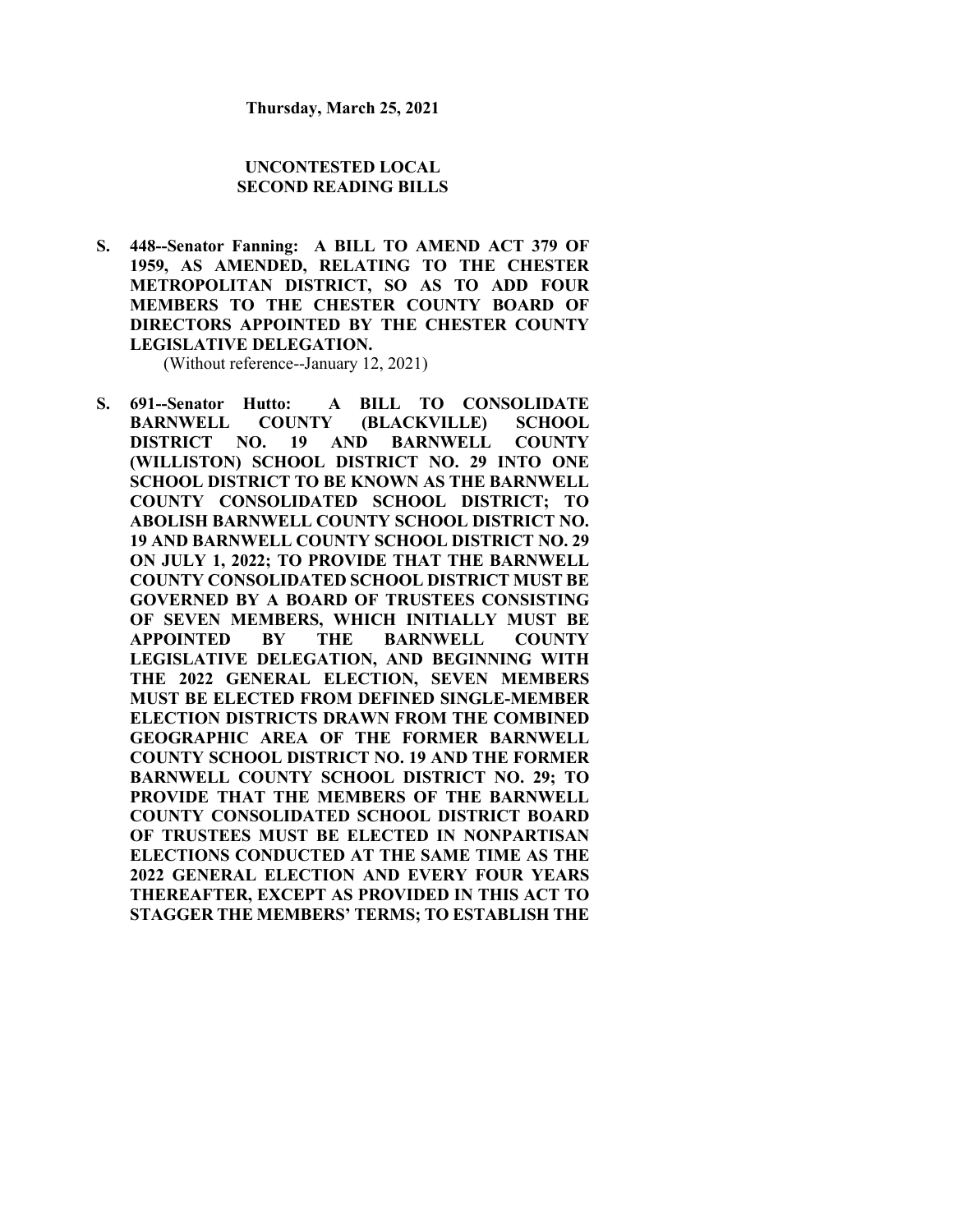**Thursday, March 25, 2021**

## UNCONTESTED LOCAL SECOND READING BILLS

**S. 448--Senator Fanning: A BILL TO AMEND ACT 379 OF 1959, AS AMENDED, RELATING TO THE CHESTER METROPOLITAN DISTRICT, SO AS TO ADD FOUR MEMBERS TO THE CHESTER COUNTY BOARD OF DIRECTORS APPOINTED BY THE CHESTER COUNTY LEGISLATIVE DELEGATION.**

(Without reference--January 12, 2021)

**S. 691--Senator Hutto: A BILL TO CONSOLIDATE BARNWELL COUNTY (BLACKVILLE) SCHOOL DISTRICT NO. 19 AND BARNWELL COUNTY (WILLISTON) SCHOOL DISTRICT NO. 29 INTO ONE SCHOOL DISTRICT TO BE KNOWN AS THE BARNWELL COUNTY CONSOLIDATED SCHOOL DISTRICT; TO ABOLISH BARNWELL COUNTY SCHOOL DISTRICT NO. 19 AND BARNWELL COUNTY SCHOOL DISTRICT NO. 29 ON JULY 1, 2022; TO PROVIDE THAT THE BARNWELL COUNTY CONSOLIDATED SCHOOL DISTRICT MUST BE GOVERNED BY A BOARD OF TRUSTEES CONSISTING OF SEVEN MEMBERS, WHICH INITIALLY MUST BE APPOINTED BY THE BARNWELL COUNTY LEGISLATIVE DELEGATION, AND BEGINNING WITH THE 2022 GENERAL ELECTION, SEVEN MEMBERS MUST BE ELECTED FROM DEFINED SINGLE-MEMBER ELECTION DISTRICTS DRAWN FROM THE COMBINED GEOGRAPHIC AREA OF THE FORMER BARNWELL COUNTY SCHOOL DISTRICT NO. 19 AND THE FORMER BARNWELL COUNTY SCHOOL DISTRICT NO. 29; TO PROVIDE THAT THE MEMBERS OF THE BARNWELL COUNTY CONSOLIDATED SCHOOL DISTRICT BOARD OF TRUSTEES MUST BE ELECTED IN NONPARTISAN ELECTIONS CONDUCTED AT THE SAME TIME AS THE 2022 GENERAL ELECTION AND EVERY FOUR YEARS THEREAFTER, EXCEPT AS PROVIDED IN THIS ACT TO STAGGER THE MEMBERS' TERMS; TO ESTABLISH THE**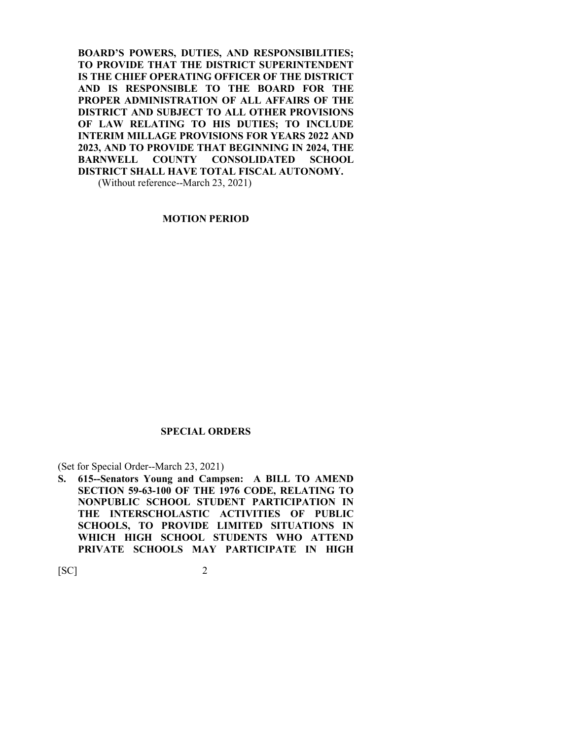**BOARD'S POWERS, DUTIES, AND RESPONSIBILITIES; TO PROVIDE THAT THE DISTRICT SUPERINTENDENT IS THE CHIEF OPERATING OFFICER OF THE DISTRICT AND IS RESPONSIBLE TO THE BOARD FOR THE PROPER ADMINISTRATION OF ALL AFFAIRS OF THE DISTRICT AND SUBJECT TO ALL OTHER PROVISIONS OF LAW RELATING TO HIS DUTIES; TO INCLUDE INTERIM MILLAGE PROVISIONS FOR YEARS 2022 AND 2023, AND TO PROVIDE THAT BEGINNING IN 2024, THE BARNWELL COUNTY CONSOLIDATED SCHOOL DISTRICT SHALL HAVE TOTAL FISCAL AUTONOMY.**

(Without reference--March 23, 2021)

## MOTION PERIOD

## SPECIAL ORDERS

(Set for Special Order--March 23, 2021)

**S. 615--Senators Young and Campsen: A BILL TO AMEND SECTION 59-63-100 OF THE 1976 CODE, RELATING TO NONPUBLIC SCHOOL STUDENT PARTICIPATION IN THE INTERSCHOLASTIC ACTIVITIES OF PUBLIC SCHOOLS, TO PROVIDE LIMITED SITUATIONS IN WHICH HIGH SCHOOL STUDENTS WHO ATTEND PRIVATE SCHOOLS MAY PARTICIPATE IN HIGH**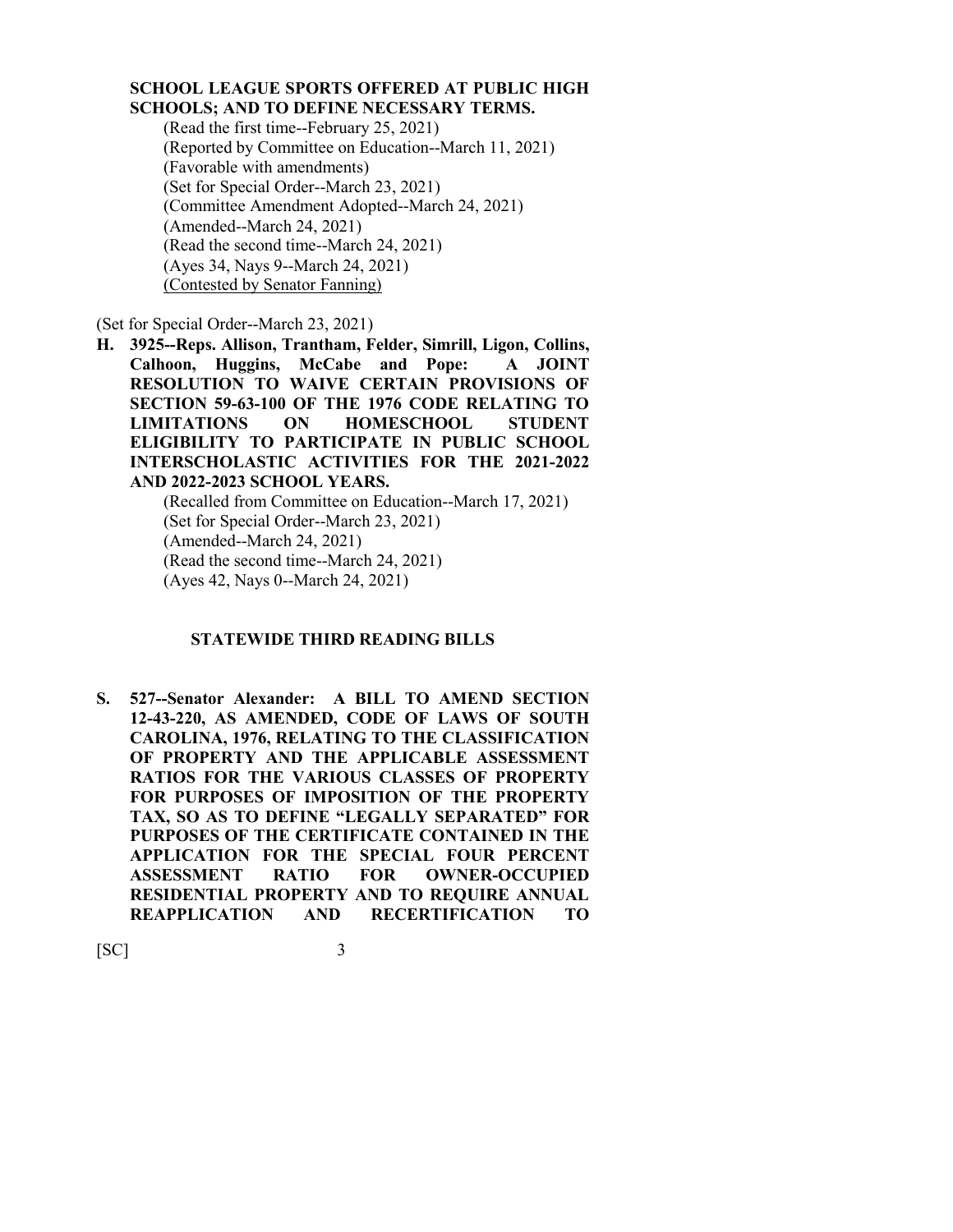**SCHOOL LEAGUE SPORTS OFFERED AT PUBLIC HIGH SCHOOLS; AND TO DEFINE NECESSARY TERMS.**

(Read the first time--February 25, 2021)
(Reported by Committee on Education--March 11, 2021)
(Favorable with amendments)
(Set for Special Order--March 23, 2021)
(Committee Amendment Adopted--March 24, 2021)
(Amended--March 24, 2021)
(Read the second time--March 24, 2021)
(Ayes 34, Nays 9--March 24, 2021)
<u>(Contested by Senator Fanning)</u>

(Set for Special Order--March 23, 2021)

**H. 3925--Reps. Allison, Trantham, Felder, Simrill, Ligon, Collins, Calhoon, Huggins, McCabe and Pope: A JOINT RESOLUTION TO WAIVE CERTAIN PROVISIONS OF SECTION 59-63-100 OF THE 1976 CODE RELATING TO LIMITATIONS ON HOMESCHOOL STUDENT ELIGIBILITY TO PARTICIPATE IN PUBLIC SCHOOL INTERSCHOLASTIC ACTIVITIES FOR THE 2021-2022 AND 2022-2023 SCHOOL YEARS.**

(Recalled from Committee on Education--March 17, 2021)
(Set for Special Order--March 23, 2021)
(Amended--March 24, 2021)
(Read the second time--March 24, 2021)
(Ayes 42, Nays 0--March 24, 2021)

## STATEWIDE THIRD READING BILLS

**S. 527--Senator Alexander: A BILL TO AMEND SECTION 12-43-220, AS AMENDED, CODE OF LAWS OF SOUTH CAROLINA, 1976, RELATING TO THE CLASSIFICATION OF PROPERTY AND THE APPLICABLE ASSESSMENT RATIOS FOR THE VARIOUS CLASSES OF PROPERTY FOR PURPOSES OF IMPOSITION OF THE PROPERTY TAX, SO AS TO DEFINE "LEGALLY SEPARATED" FOR PURPOSES OF THE CERTIFICATE CONTAINED IN THE APPLICATION FOR THE SPECIAL FOUR PERCENT ASSESSMENT RATIO FOR OWNER-OCCUPIED RESIDENTIAL PROPERTY AND TO REQUIRE ANNUAL REAPPLICATION AND RECERTIFICATION TO**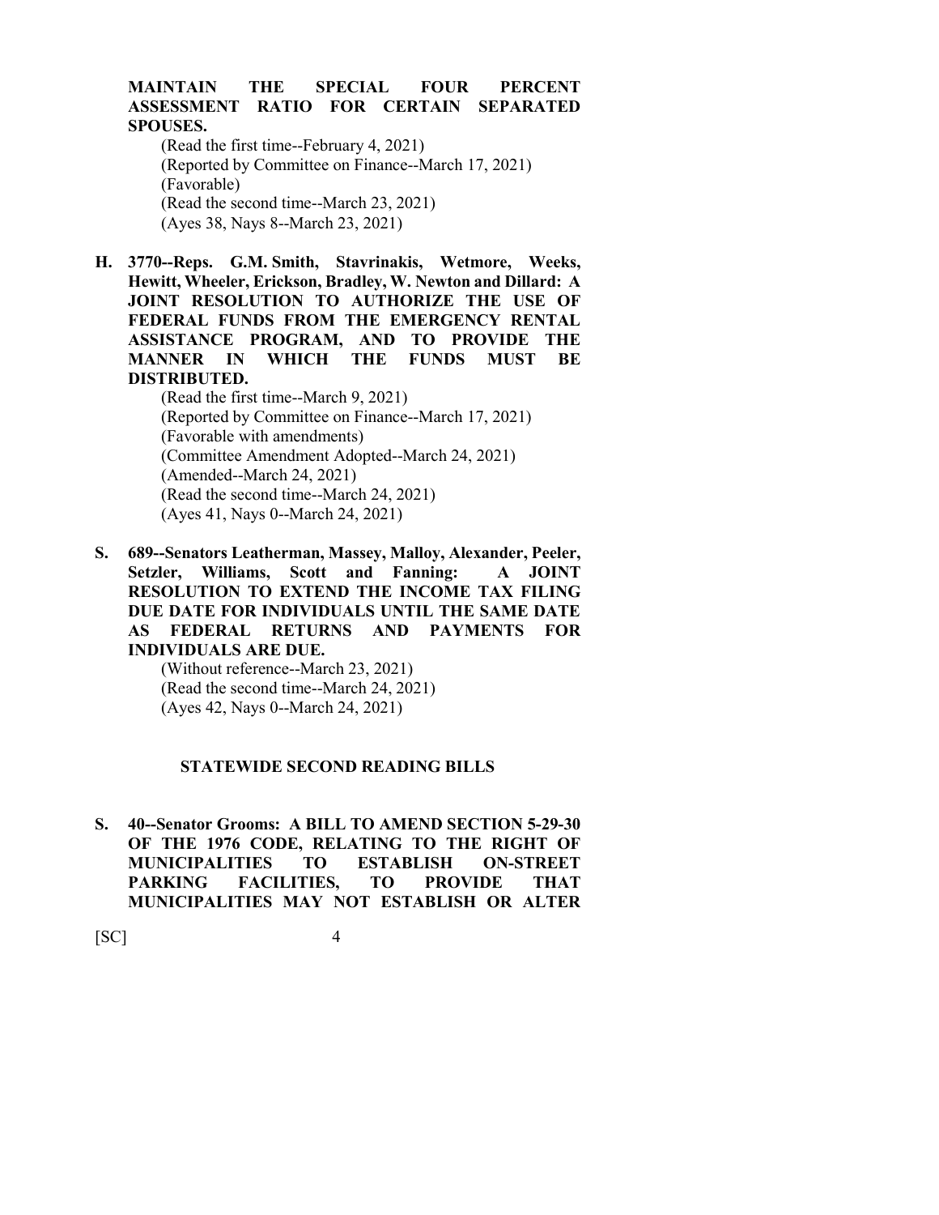**MAINTAIN THE SPECIAL FOUR PERCENT ASSESSMENT RATIO FOR CERTAIN SEPARATED SPOUSES.**

(Read the first time--February 4, 2021)
(Reported by Committee on Finance--March 17, 2021)
(Favorable)
(Read the second time--March 23, 2021)
(Ayes 38, Nays 8--March 23, 2021)

**H. 3770--Reps. G.M. Smith, Stavrinakis, Wetmore, Weeks, Hewitt, Wheeler, Erickson, Bradley, W. Newton and Dillard: A JOINT RESOLUTION TO AUTHORIZE THE USE OF FEDERAL FUNDS FROM THE EMERGENCY RENTAL ASSISTANCE PROGRAM, AND TO PROVIDE THE MANNER IN WHICH THE FUNDS MUST BE DISTRIBUTED.**

(Read the first time--March 9, 2021)
(Reported by Committee on Finance--March 17, 2021)
(Favorable with amendments)
(Committee Amendment Adopted--March 24, 2021)
(Amended--March 24, 2021)
(Read the second time--March 24, 2021)
(Ayes 41, Nays 0--March 24, 2021)

**S. 689--Senators Leatherman, Massey, Malloy, Alexander, Peeler, Setzler, Williams, Scott and Fanning: A JOINT RESOLUTION TO EXTEND THE INCOME TAX FILING DUE DATE FOR INDIVIDUALS UNTIL THE SAME DATE AS FEDERAL RETURNS AND PAYMENTS FOR INDIVIDUALS ARE DUE.**

(Without reference--March 23, 2021)
(Read the second time--March 24, 2021)
(Ayes 42, Nays 0--March 24, 2021)

## STATEWIDE SECOND READING BILLS

**S. 40--Senator Grooms: A BILL TO AMEND SECTION 5-29-30 OF THE 1976 CODE, RELATING TO THE RIGHT OF MUNICIPALITIES TO ESTABLISH ON-STREET PARKING FACILITIES, TO PROVIDE THAT MUNICIPALITIES MAY NOT ESTABLISH OR ALTER**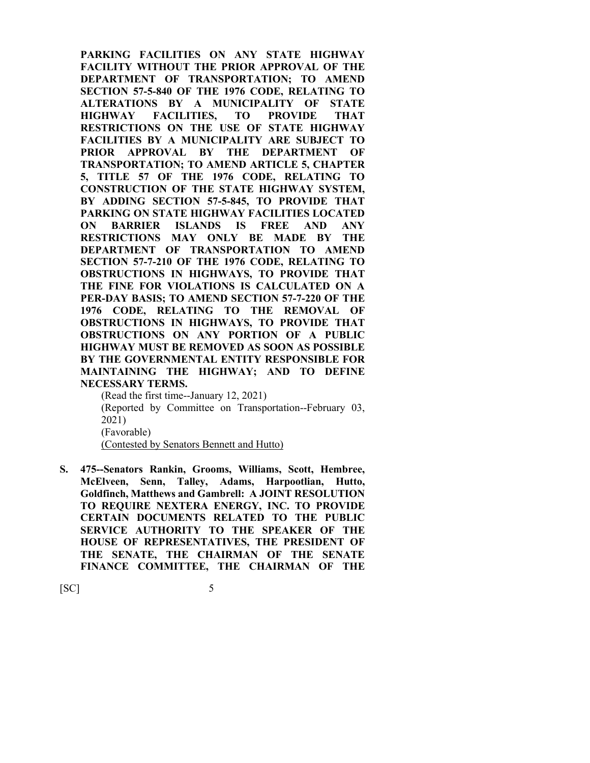**PARKING FACILITIES ON ANY STATE HIGHWAY FACILITY WITHOUT THE PRIOR APPROVAL OF THE DEPARTMENT OF TRANSPORTATION; TO AMEND SECTION 57-5-840 OF THE 1976 CODE, RELATING TO ALTERATIONS BY A MUNICIPALITY OF STATE HIGHWAY FACILITIES, TO PROVIDE THAT RESTRICTIONS ON THE USE OF STATE HIGHWAY FACILITIES BY A MUNICIPALITY ARE SUBJECT TO PRIOR APPROVAL BY THE DEPARTMENT OF TRANSPORTATION; TO AMEND ARTICLE 5, CHAPTER 5, TITLE 57 OF THE 1976 CODE, RELATING TO CONSTRUCTION OF THE STATE HIGHWAY SYSTEM, BY ADDING SECTION 57-5-845, TO PROVIDE THAT PARKING ON STATE HIGHWAY FACILITIES LOCATED ON BARRIER ISLANDS IS FREE AND ANY RESTRICTIONS MAY ONLY BE MADE BY THE DEPARTMENT OF TRANSPORTATION TO AMEND SECTION 57-7-210 OF THE 1976 CODE, RELATING TO OBSTRUCTIONS IN HIGHWAYS, TO PROVIDE THAT THE FINE FOR VIOLATIONS IS CALCULATED ON A PER-DAY BASIS; TO AMEND SECTION 57-7-220 OF THE 1976 CODE, RELATING TO THE REMOVAL OF OBSTRUCTIONS IN HIGHWAYS, TO PROVIDE THAT OBSTRUCTIONS ON ANY PORTION OF A PUBLIC HIGHWAY MUST BE REMOVED AS SOON AS POSSIBLE BY THE GOVERNMENTAL ENTITY RESPONSIBLE FOR MAINTAINING THE HIGHWAY; AND TO DEFINE NECESSARY TERMS.**

(Read the first time--January 12, 2021)
(Reported by Committee on Transportation--February 03, 2021)
(Favorable)
(Contested by Senators Bennett and Hutto)

**S. 475--Senators Rankin, Grooms, Williams, Scott, Hembree, McElveen, Senn, Talley, Adams, Harpootlian, Hutto, Goldfinch, Matthews and Gambrell: A JOINT RESOLUTION TO REQUIRE NEXTERA ENERGY, INC. TO PROVIDE CERTAIN DOCUMENTS RELATED TO THE PUBLIC SERVICE AUTHORITY TO THE SPEAKER OF THE HOUSE OF REPRESENTATIVES, THE PRESIDENT OF THE SENATE, THE CHAIRMAN OF THE SENATE FINANCE COMMITTEE, THE CHAIRMAN OF THE**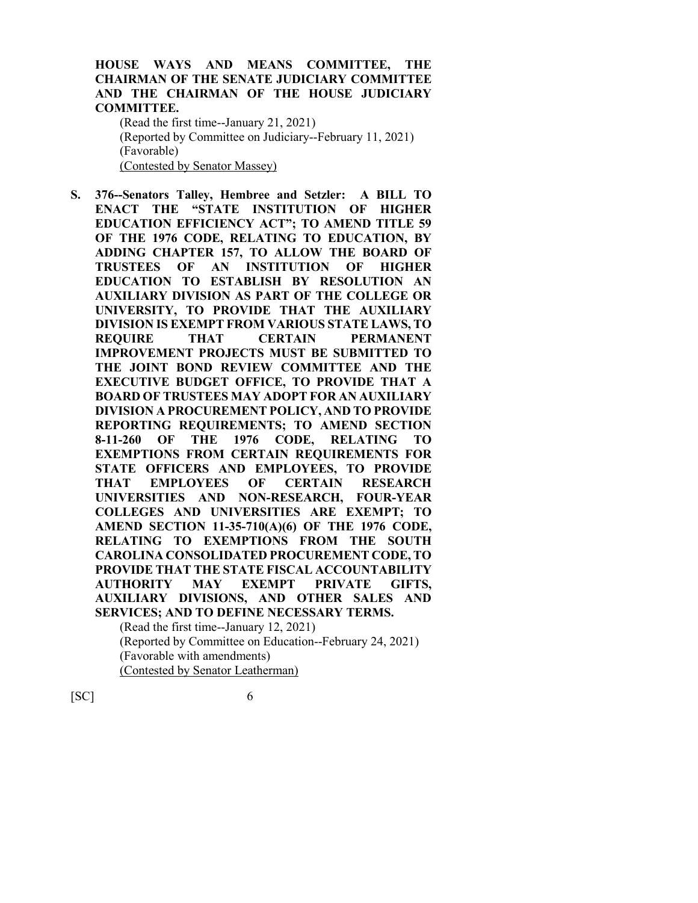**HOUSE WAYS AND MEANS COMMITTEE, THE CHAIRMAN OF THE SENATE JUDICIARY COMMITTEE AND THE CHAIRMAN OF THE HOUSE JUDICIARY COMMITTEE.**

(Read the first time--January 21, 2021)
(Reported by Committee on Judiciary--February 11, 2021)
(Favorable)
<u>(Contested by Senator Massey)</u>

**S. 376--Senators Talley, Hembree and Setzler: A BILL TO ENACT THE "STATE INSTITUTION OF HIGHER EDUCATION EFFICIENCY ACT"; TO AMEND TITLE 59 OF THE 1976 CODE, RELATING TO EDUCATION, BY ADDING CHAPTER 157, TO ALLOW THE BOARD OF TRUSTEES OF AN INSTITUTION OF HIGHER EDUCATION TO ESTABLISH BY RESOLUTION AN AUXILIARY DIVISION AS PART OF THE COLLEGE OR UNIVERSITY, TO PROVIDE THAT THE AUXILIARY DIVISION IS EXEMPT FROM VARIOUS STATE LAWS, TO REQUIRE THAT CERTAIN PERMANENT IMPROVEMENT PROJECTS MUST BE SUBMITTED TO THE JOINT BOND REVIEW COMMITTEE AND THE EXECUTIVE BUDGET OFFICE, TO PROVIDE THAT A BOARD OF TRUSTEES MAY ADOPT FOR AN AUXILIARY DIVISION A PROCUREMENT POLICY, AND TO PROVIDE REPORTING REQUIREMENTS; TO AMEND SECTION 8-11-260 OF THE 1976 CODE, RELATING TO EXEMPTIONS FROM CERTAIN REQUIREMENTS FOR STATE OFFICERS AND EMPLOYEES, TO PROVIDE THAT EMPLOYEES OF CERTAIN RESEARCH UNIVERSITIES AND NON-RESEARCH, FOUR-YEAR COLLEGES AND UNIVERSITIES ARE EXEMPT; TO AMEND SECTION 11-35-710(A)(6) OF THE 1976 CODE, RELATING TO EXEMPTIONS FROM THE SOUTH CAROLINA CONSOLIDATED PROCUREMENT CODE, TO PROVIDE THAT THE STATE FISCAL ACCOUNTABILITY AUTHORITY MAY EXEMPT PRIVATE GIFTS, AUXILIARY DIVISIONS, AND OTHER SALES AND SERVICES; AND TO DEFINE NECESSARY TERMS.**

(Read the first time--January 12, 2021)
(Reported by Committee on Education--February 24, 2021)
(Favorable with amendments)
<u>(Contested by Senator Leatherman)</u>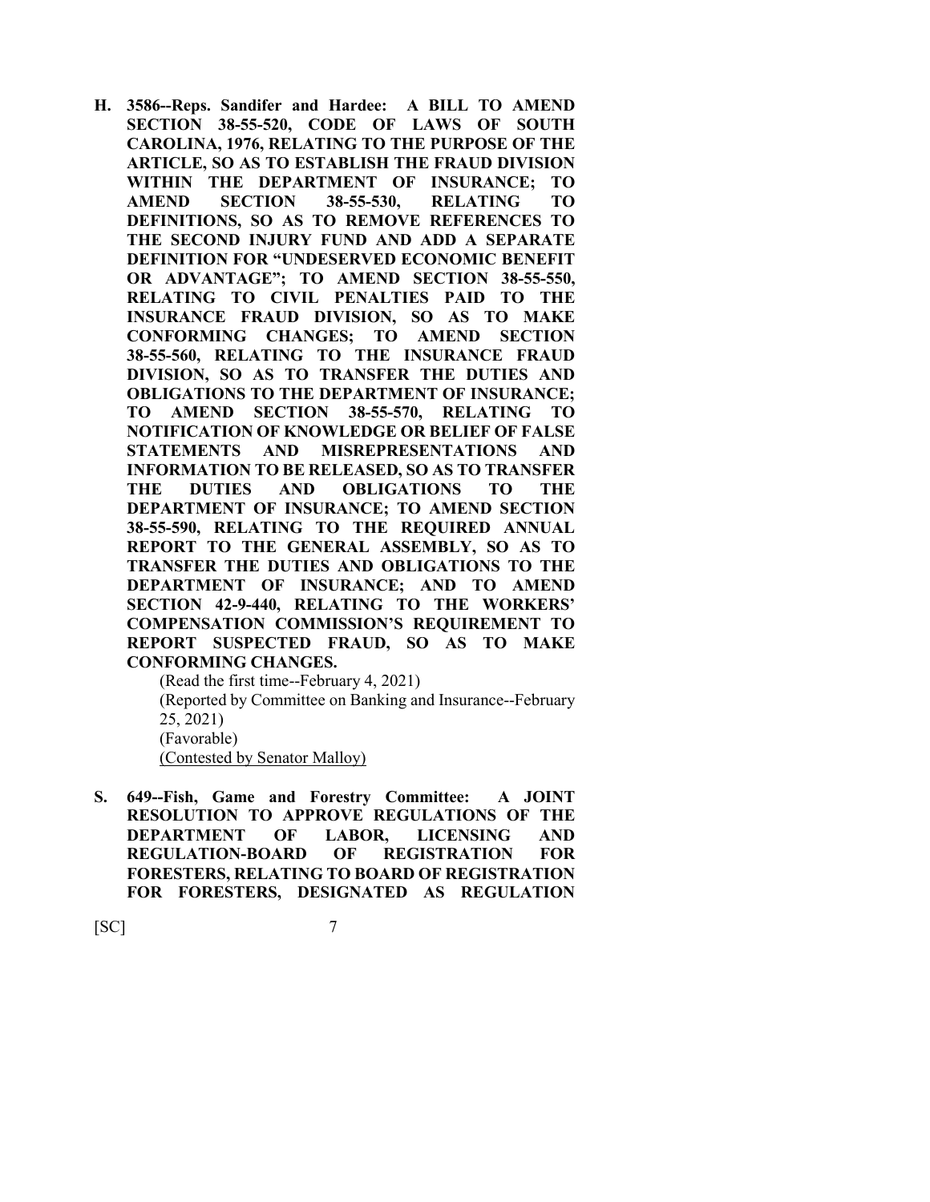**H. 3586--Reps. Sandifer and Hardee: A BILL TO AMEND SECTION 38-55-520, CODE OF LAWS OF SOUTH CAROLINA, 1976, RELATING TO THE PURPOSE OF THE ARTICLE, SO AS TO ESTABLISH THE FRAUD DIVISION WITHIN THE DEPARTMENT OF INSURANCE; TO AMEND SECTION 38-55-530, RELATING TO DEFINITIONS, SO AS TO REMOVE REFERENCES TO THE SECOND INJURY FUND AND ADD A SEPARATE DEFINITION FOR "UNDESERVED ECONOMIC BENEFIT OR ADVANTAGE"; TO AMEND SECTION 38-55-550, RELATING TO CIVIL PENALTIES PAID TO THE INSURANCE FRAUD DIVISION, SO AS TO MAKE CONFORMING CHANGES; TO AMEND SECTION 38-55-560, RELATING TO THE INSURANCE FRAUD DIVISION, SO AS TO TRANSFER THE DUTIES AND OBLIGATIONS TO THE DEPARTMENT OF INSURANCE; TO AMEND SECTION 38-55-570, RELATING TO NOTIFICATION OF KNOWLEDGE OR BELIEF OF FALSE STATEMENTS AND MISREPRESENTATIONS AND INFORMATION TO BE RELEASED, SO AS TO TRANSFER THE DUTIES AND OBLIGATIONS TO THE DEPARTMENT OF INSURANCE; TO AMEND SECTION 38-55-590, RELATING TO THE REQUIRED ANNUAL REPORT TO THE GENERAL ASSEMBLY, SO AS TO TRANSFER THE DUTIES AND OBLIGATIONS TO THE DEPARTMENT OF INSURANCE; AND TO AMEND SECTION 42-9-440, RELATING TO THE WORKERS' COMPENSATION COMMISSION'S REQUIREMENT TO REPORT SUSPECTED FRAUD, SO AS TO MAKE CONFORMING CHANGES.**

(Read the first time--February 4, 2021)
(Reported by Committee on Banking and Insurance--February 25, 2021)
(Favorable)
(Contested by Senator Malloy)

**S. 649--Fish, Game and Forestry Committee: A JOINT RESOLUTION TO APPROVE REGULATIONS OF THE DEPARTMENT OF LABOR, LICENSING AND REGULATION-BOARD OF REGISTRATION FOR FORESTERS, RELATING TO BOARD OF REGISTRATION FOR FORESTERS, DESIGNATED AS REGULATION**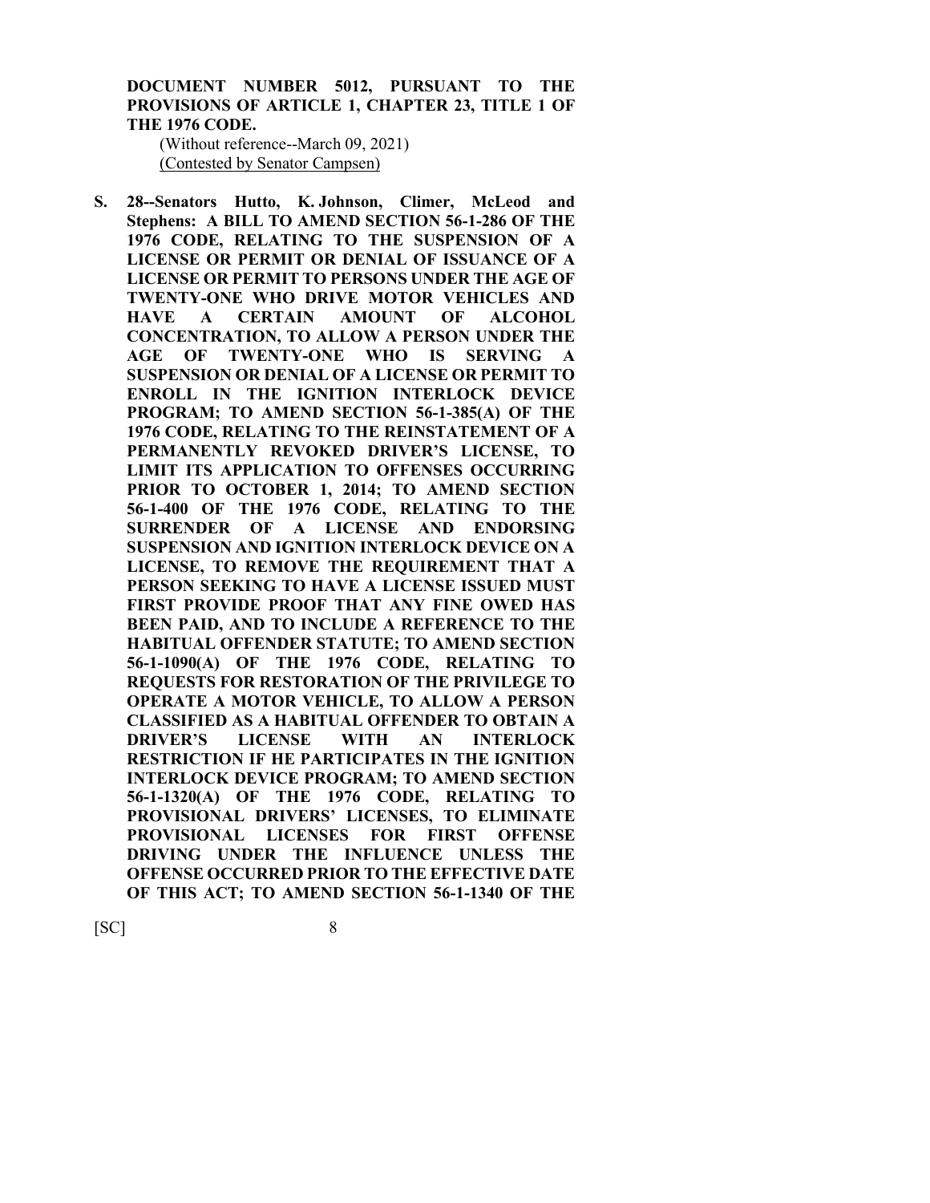**DOCUMENT NUMBER 5012, PURSUANT TO THE PROVISIONS OF ARTICLE 1, CHAPTER 23, TITLE 1 OF THE 1976 CODE.**

(Without reference--March 09, 2021)

(Contested by Senator Campsen)

**S. 28--Senators Hutto, K. Johnson, Climer, McLeod and Stephens: A BILL TO AMEND SECTION 56-1-286 OF THE 1976 CODE, RELATING TO THE SUSPENSION OF A LICENSE OR PERMIT OR DENIAL OF ISSUANCE OF A LICENSE OR PERMIT TO PERSONS UNDER THE AGE OF TWENTY-ONE WHO DRIVE MOTOR VEHICLES AND HAVE A CERTAIN AMOUNT OF ALCOHOL CONCENTRATION, TO ALLOW A PERSON UNDER THE AGE OF TWENTY-ONE WHO IS SERVING A SUSPENSION OR DENIAL OF A LICENSE OR PERMIT TO ENROLL IN THE IGNITION INTERLOCK DEVICE PROGRAM; TO AMEND SECTION 56-1-385(A) OF THE 1976 CODE, RELATING TO THE REINSTATEMENT OF A PERMANENTLY REVOKED DRIVER'S LICENSE, TO LIMIT ITS APPLICATION TO OFFENSES OCCURRING PRIOR TO OCTOBER 1, 2014; TO AMEND SECTION 56-1-400 OF THE 1976 CODE, RELATING TO THE SURRENDER OF A LICENSE AND ENDORSING SUSPENSION AND IGNITION INTERLOCK DEVICE ON A LICENSE, TO REMOVE THE REQUIREMENT THAT A PERSON SEEKING TO HAVE A LICENSE ISSUED MUST FIRST PROVIDE PROOF THAT ANY FINE OWED HAS BEEN PAID, AND TO INCLUDE A REFERENCE TO THE HABITUAL OFFENDER STATUTE; TO AMEND SECTION 56-1-1090(A) OF THE 1976 CODE, RELATING TO REQUESTS FOR RESTORATION OF THE PRIVILEGE TO OPERATE A MOTOR VEHICLE, TO ALLOW A PERSON CLASSIFIED AS A HABITUAL OFFENDER TO OBTAIN A DRIVER'S LICENSE WITH AN INTERLOCK RESTRICTION IF HE PARTICIPATES IN THE IGNITION INTERLOCK DEVICE PROGRAM; TO AMEND SECTION 56-1-1320(A) OF THE 1976 CODE, RELATING TO PROVISIONAL DRIVERS' LICENSES, TO ELIMINATE PROVISIONAL LICENSES FOR FIRST OFFENSE DRIVING UNDER THE INFLUENCE UNLESS THE OFFENSE OCCURRED PRIOR TO THE EFFECTIVE DATE OF THIS ACT; TO AMEND SECTION 56-1-1340 OF THE**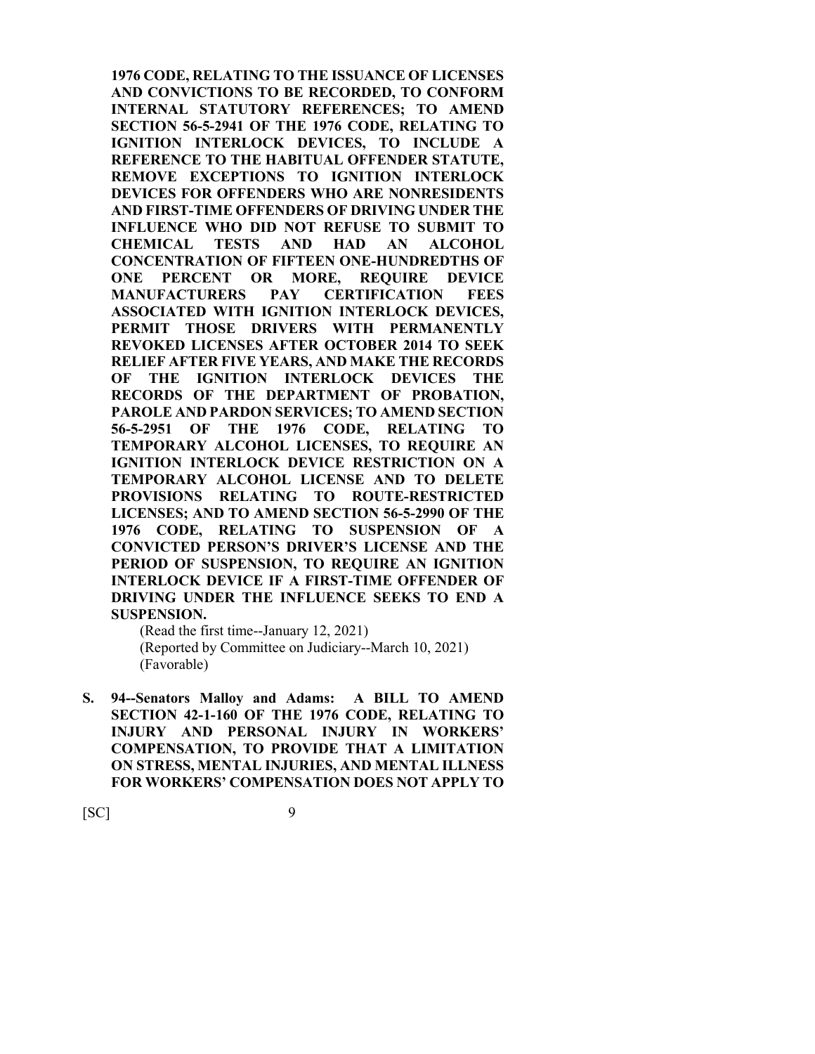**1976 CODE, RELATING TO THE ISSUANCE OF LICENSES AND CONVICTIONS TO BE RECORDED, TO CONFORM INTERNAL STATUTORY REFERENCES; TO AMEND SECTION 56-5-2941 OF THE 1976 CODE, RELATING TO IGNITION INTERLOCK DEVICES, TO INCLUDE A REFERENCE TO THE HABITUAL OFFENDER STATUTE, REMOVE EXCEPTIONS TO IGNITION INTERLOCK DEVICES FOR OFFENDERS WHO ARE NONRESIDENTS AND FIRST-TIME OFFENDERS OF DRIVING UNDER THE INFLUENCE WHO DID NOT REFUSE TO SUBMIT TO CHEMICAL TESTS AND HAD AN ALCOHOL CONCENTRATION OF FIFTEEN ONE-HUNDREDTHS OF ONE PERCENT OR MORE, REQUIRE DEVICE MANUFACTURERS PAY CERTIFICATION FEES ASSOCIATED WITH IGNITION INTERLOCK DEVICES, PERMIT THOSE DRIVERS WITH PERMANENTLY REVOKED LICENSES AFTER OCTOBER 2014 TO SEEK RELIEF AFTER FIVE YEARS, AND MAKE THE RECORDS OF THE IGNITION INTERLOCK DEVICES THE RECORDS OF THE DEPARTMENT OF PROBATION, PAROLE AND PARDON SERVICES; TO AMEND SECTION 56-5-2951 OF THE 1976 CODE, RELATING TO TEMPORARY ALCOHOL LICENSES, TO REQUIRE AN IGNITION INTERLOCK DEVICE RESTRICTION ON A TEMPORARY ALCOHOL LICENSE AND TO DELETE PROVISIONS RELATING TO ROUTE-RESTRICTED LICENSES; AND TO AMEND SECTION 56-5-2990 OF THE 1976 CODE, RELATING TO SUSPENSION OF A CONVICTED PERSON'S DRIVER'S LICENSE AND THE PERIOD OF SUSPENSION, TO REQUIRE AN IGNITION INTERLOCK DEVICE IF A FIRST-TIME OFFENDER OF DRIVING UNDER THE INFLUENCE SEEKS TO END A SUSPENSION.**

(Read the first time--January 12, 2021)
(Reported by Committee on Judiciary--March 10, 2021)
(Favorable)

**S. 94--Senators Malloy and Adams: A BILL TO AMEND SECTION 42-1-160 OF THE 1976 CODE, RELATING TO INJURY AND PERSONAL INJURY IN WORKERS' COMPENSATION, TO PROVIDE THAT A LIMITATION ON STRESS, MENTAL INJURIES, AND MENTAL ILLNESS FOR WORKERS' COMPENSATION DOES NOT APPLY TO**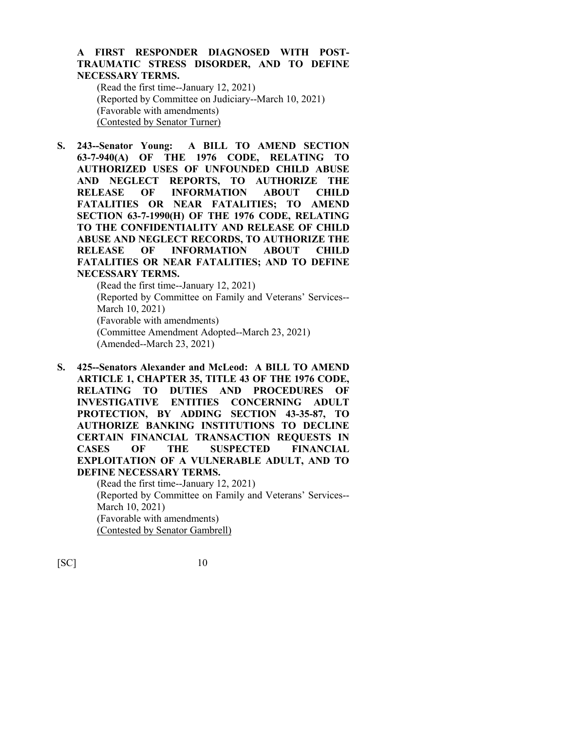**A FIRST RESPONDER DIAGNOSED WITH POST-TRAUMATIC STRESS DISORDER, AND TO DEFINE NECESSARY TERMS.**

(Read the first time--January 12, 2021)
(Reported by Committee on Judiciary--March 10, 2021)
(Favorable with amendments)
<u>(Contested by Senator Turner)</u>

**S. 243--Senator Young: A BILL TO AMEND SECTION 63-7-940(A) OF THE 1976 CODE, RELATING TO AUTHORIZED USES OF UNFOUNDED CHILD ABUSE AND NEGLECT REPORTS, TO AUTHORIZE THE RELEASE OF INFORMATION ABOUT CHILD FATALITIES OR NEAR FATALITIES; TO AMEND SECTION 63-7-1990(H) OF THE 1976 CODE, RELATING TO THE CONFIDENTIALITY AND RELEASE OF CHILD ABUSE AND NEGLECT RECORDS, TO AUTHORIZE THE RELEASE OF INFORMATION ABOUT CHILD FATALITIES OR NEAR FATALITIES; AND TO DEFINE NECESSARY TERMS.**

(Read the first time--January 12, 2021)
(Reported by Committee on Family and Veterans' Services--March 10, 2021)
(Favorable with amendments)
(Committee Amendment Adopted--March 23, 2021)
(Amended--March 23, 2021)

**S. 425--Senators Alexander and McLeod: A BILL TO AMEND ARTICLE 1, CHAPTER 35, TITLE 43 OF THE 1976 CODE, RELATING TO DUTIES AND PROCEDURES OF INVESTIGATIVE ENTITIES CONCERNING ADULT PROTECTION, BY ADDING SECTION 43-35-87, TO AUTHORIZE BANKING INSTITUTIONS TO DECLINE CERTAIN FINANCIAL TRANSACTION REQUESTS IN CASES OF THE SUSPECTED FINANCIAL EXPLOITATION OF A VULNERABLE ADULT, AND TO DEFINE NECESSARY TERMS.**

(Read the first time--January 12, 2021)
(Reported by Committee on Family and Veterans' Services--March 10, 2021)
(Favorable with amendments)
<u>(Contested by Senator Gambrell)</u>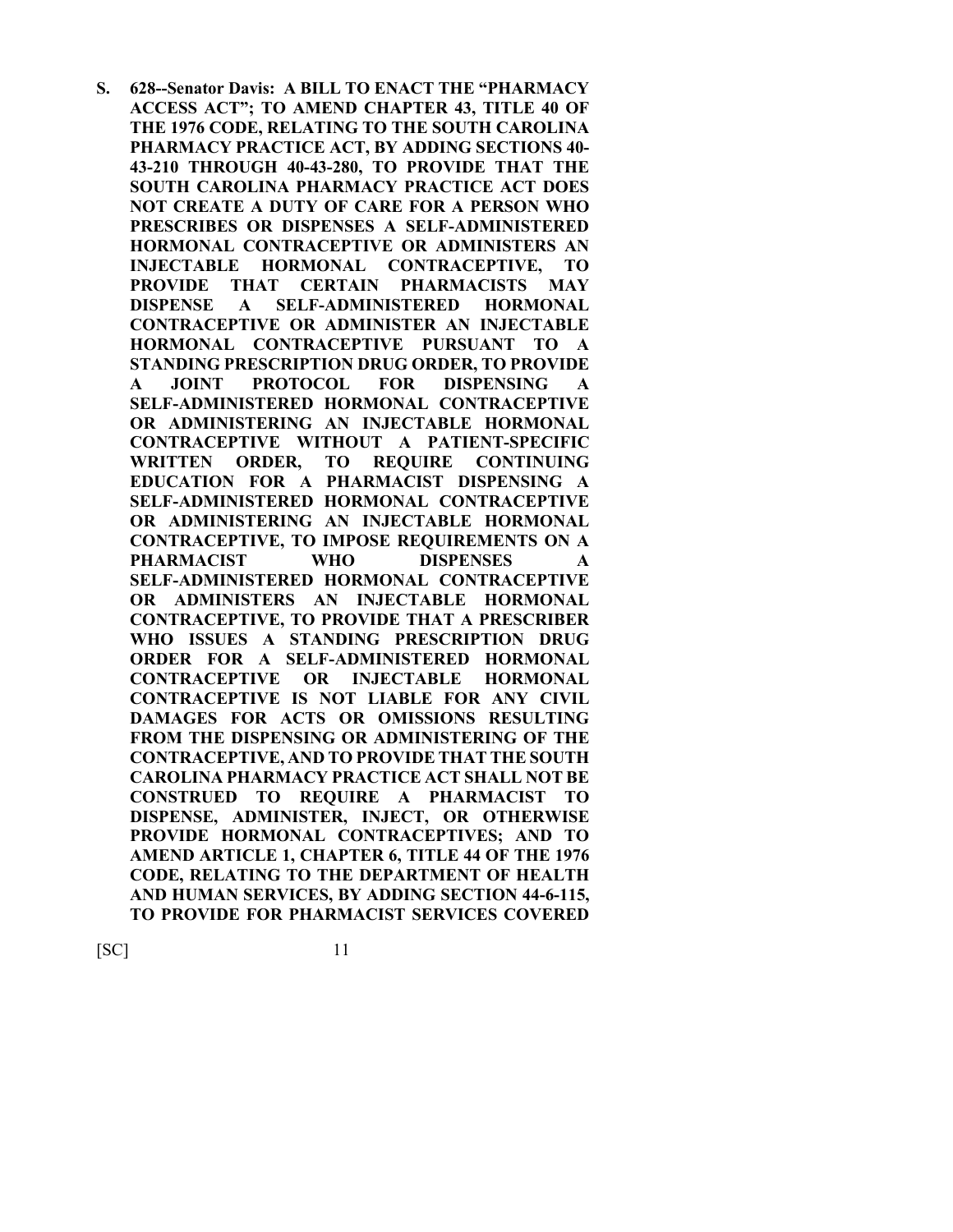**S. 628--Senator Davis: A BILL TO ENACT THE "PHARMACY ACCESS ACT"; TO AMEND CHAPTER 43, TITLE 40 OF THE 1976 CODE, RELATING TO THE SOUTH CAROLINA PHARMACY PRACTICE ACT, BY ADDING SECTIONS 40-43-210 THROUGH 40-43-280, TO PROVIDE THAT THE SOUTH CAROLINA PHARMACY PRACTICE ACT DOES NOT CREATE A DUTY OF CARE FOR A PERSON WHO PRESCRIBES OR DISPENSES A SELF-ADMINISTERED HORMONAL CONTRACEPTIVE OR ADMINISTERS AN INJECTABLE HORMONAL CONTRACEPTIVE, TO PROVIDE THAT CERTAIN PHARMACISTS MAY DISPENSE A SELF-ADMINISTERED HORMONAL CONTRACEPTIVE OR ADMINISTER AN INJECTABLE HORMONAL CONTRACEPTIVE PURSUANT TO A STANDING PRESCRIPTION DRUG ORDER, TO PROVIDE A JOINT PROTOCOL FOR DISPENSING A SELF-ADMINISTERED HORMONAL CONTRACEPTIVE OR ADMINISTERING AN INJECTABLE HORMONAL CONTRACEPTIVE WITHOUT A PATIENT-SPECIFIC WRITTEN ORDER, TO REQUIRE CONTINUING EDUCATION FOR A PHARMACIST DISPENSING A SELF-ADMINISTERED HORMONAL CONTRACEPTIVE OR ADMINISTERING AN INJECTABLE HORMONAL CONTRACEPTIVE, TO IMPOSE REQUIREMENTS ON A PHARMACIST WHO DISPENSES A SELF-ADMINISTERED HORMONAL CONTRACEPTIVE OR ADMINISTERS AN INJECTABLE HORMONAL CONTRACEPTIVE, TO PROVIDE THAT A PRESCRIBER WHO ISSUES A STANDING PRESCRIPTION DRUG ORDER FOR A SELF-ADMINISTERED HORMONAL CONTRACEPTIVE OR INJECTABLE HORMONAL CONTRACEPTIVE IS NOT LIABLE FOR ANY CIVIL DAMAGES FOR ACTS OR OMISSIONS RESULTING FROM THE DISPENSING OR ADMINISTERING OF THE CONTRACEPTIVE, AND TO PROVIDE THAT THE SOUTH CAROLINA PHARMACY PRACTICE ACT SHALL NOT BE CONSTRUED TO REQUIRE A PHARMACIST TO DISPENSE, ADMINISTER, INJECT, OR OTHERWISE PROVIDE HORMONAL CONTRACEPTIVES; AND TO AMEND ARTICLE 1, CHAPTER 6, TITLE 44 OF THE 1976 CODE, RELATING TO THE DEPARTMENT OF HEALTH AND HUMAN SERVICES, BY ADDING SECTION 44-6-115, TO PROVIDE FOR PHARMACIST SERVICES COVERED**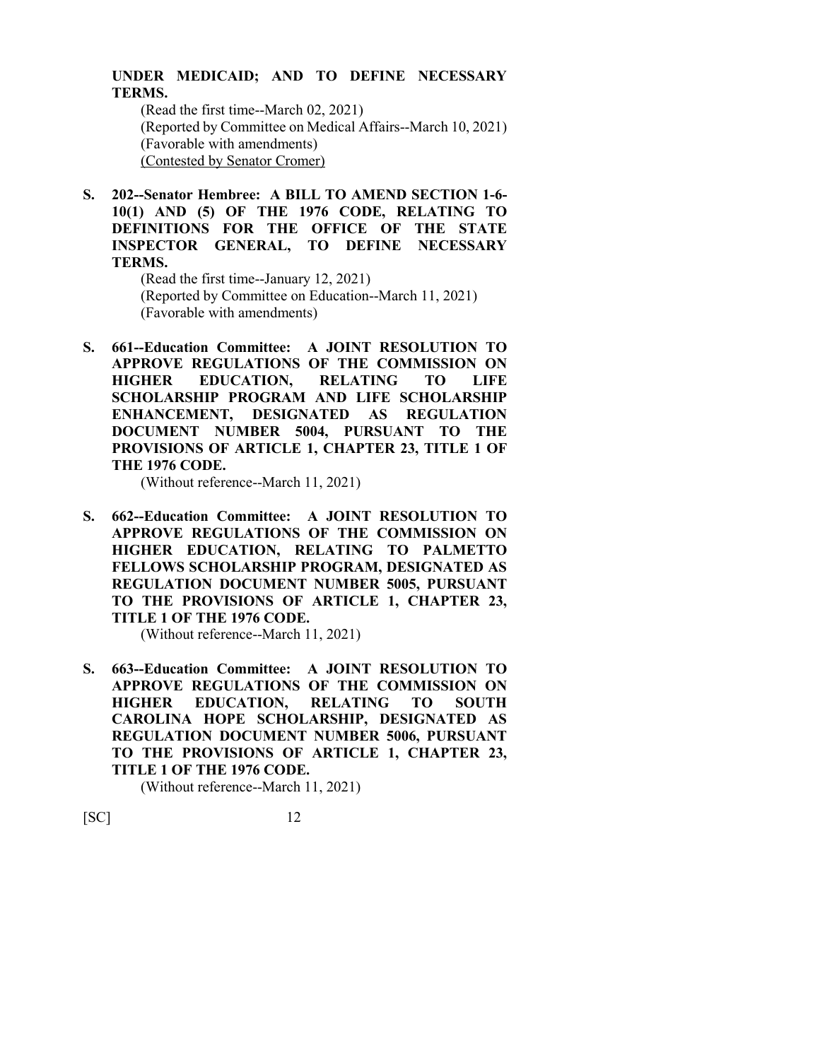**UNDER MEDICAID; AND TO DEFINE NECESSARY TERMS.**

(Read the first time--March 02, 2021)
(Reported by Committee on Medical Affairs--March 10, 2021)
(Favorable with amendments)
(Contested by Senator Cromer)

**S. 202--Senator Hembree: A BILL TO AMEND SECTION 1-6-10(1) AND (5) OF THE 1976 CODE, RELATING TO DEFINITIONS FOR THE OFFICE OF THE STATE INSPECTOR GENERAL, TO DEFINE NECESSARY TERMS.**

(Read the first time--January 12, 2021)
(Reported by Committee on Education--March 11, 2021)
(Favorable with amendments)

**S. 661--Education Committee: A JOINT RESOLUTION TO APPROVE REGULATIONS OF THE COMMISSION ON HIGHER EDUCATION, RELATING TO LIFE SCHOLARSHIP PROGRAM AND LIFE SCHOLARSHIP ENHANCEMENT, DESIGNATED AS REGULATION DOCUMENT NUMBER 5004, PURSUANT TO THE PROVISIONS OF ARTICLE 1, CHAPTER 23, TITLE 1 OF THE 1976 CODE.**

(Without reference--March 11, 2021)

**S. 662--Education Committee: A JOINT RESOLUTION TO APPROVE REGULATIONS OF THE COMMISSION ON HIGHER EDUCATION, RELATING TO PALMETTO FELLOWS SCHOLARSHIP PROGRAM, DESIGNATED AS REGULATION DOCUMENT NUMBER 5005, PURSUANT TO THE PROVISIONS OF ARTICLE 1, CHAPTER 23, TITLE 1 OF THE 1976 CODE.**

(Without reference--March 11, 2021)

**S. 663--Education Committee: A JOINT RESOLUTION TO APPROVE REGULATIONS OF THE COMMISSION ON HIGHER EDUCATION, RELATING TO SOUTH CAROLINA HOPE SCHOLARSHIP, DESIGNATED AS REGULATION DOCUMENT NUMBER 5006, PURSUANT TO THE PROVISIONS OF ARTICLE 1, CHAPTER 23, TITLE 1 OF THE 1976 CODE.**

(Without reference--March 11, 2021)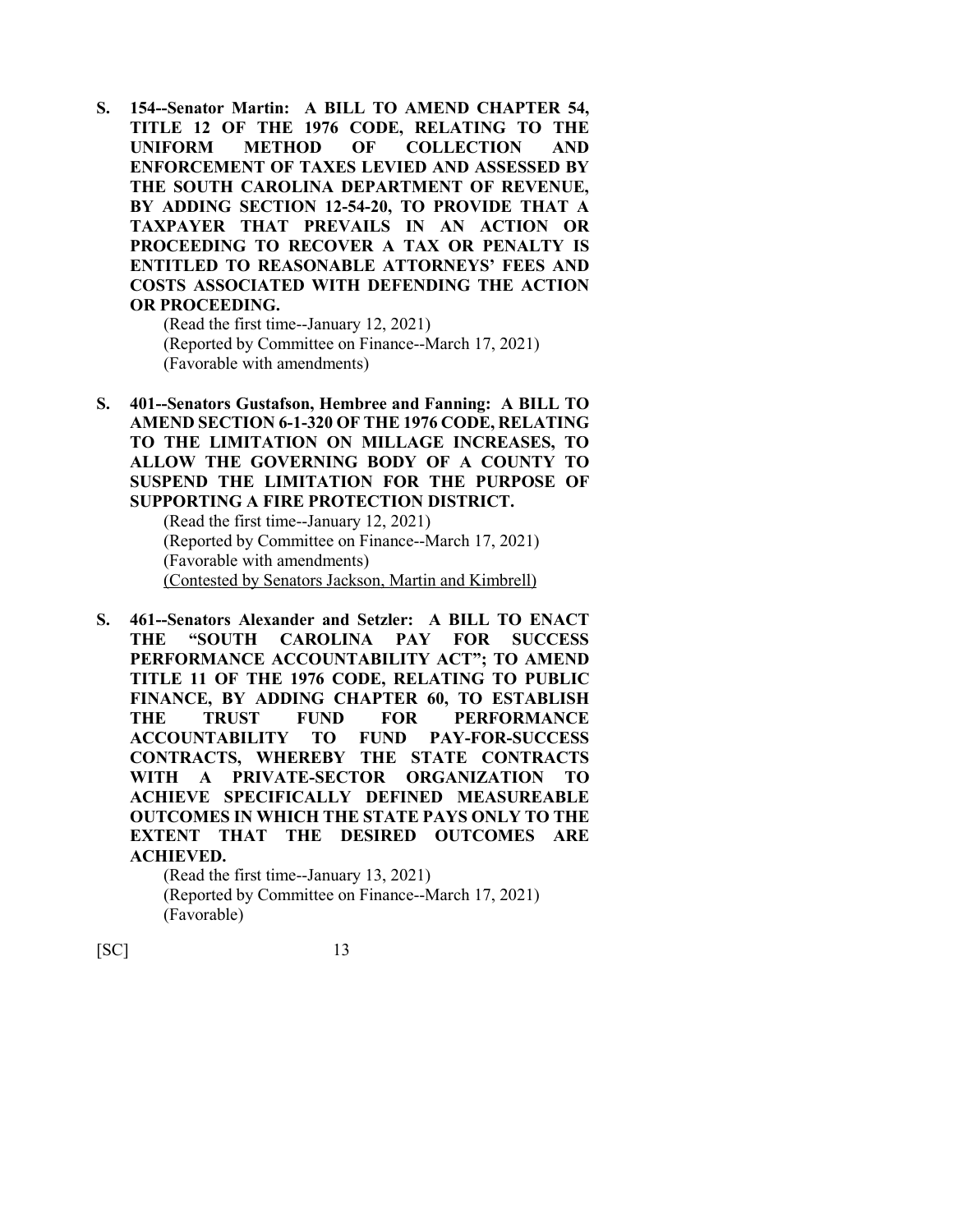**S. 154--Senator Martin: A BILL TO AMEND CHAPTER 54, TITLE 12 OF THE 1976 CODE, RELATING TO THE UNIFORM METHOD OF COLLECTION AND ENFORCEMENT OF TAXES LEVIED AND ASSESSED BY THE SOUTH CAROLINA DEPARTMENT OF REVENUE, BY ADDING SECTION 12-54-20, TO PROVIDE THAT A TAXPAYER THAT PREVAILS IN AN ACTION OR PROCEEDING TO RECOVER A TAX OR PENALTY IS ENTITLED TO REASONABLE ATTORNEYS' FEES AND COSTS ASSOCIATED WITH DEFENDING THE ACTION OR PROCEEDING.**

(Read the first time--January 12, 2021)
(Reported by Committee on Finance--March 17, 2021)
(Favorable with amendments)

**S. 401--Senators Gustafson, Hembree and Fanning: A BILL TO AMEND SECTION 6-1-320 OF THE 1976 CODE, RELATING TO THE LIMITATION ON MILLAGE INCREASES, TO ALLOW THE GOVERNING BODY OF A COUNTY TO SUSPEND THE LIMITATION FOR THE PURPOSE OF SUPPORTING A FIRE PROTECTION DISTRICT.**

(Read the first time--January 12, 2021)
(Reported by Committee on Finance--March 17, 2021)
(Favorable with amendments)
<u>(Contested by Senators Jackson, Martin and Kimbrell)</u>

**S. 461--Senators Alexander and Setzler: A BILL TO ENACT THE "SOUTH CAROLINA PAY FOR SUCCESS PERFORMANCE ACCOUNTABILITY ACT"; TO AMEND TITLE 11 OF THE 1976 CODE, RELATING TO PUBLIC FINANCE, BY ADDING CHAPTER 60, TO ESTABLISH THE TRUST FUND FOR PERFORMANCE ACCOUNTABILITY TO FUND PAY-FOR-SUCCESS CONTRACTS, WHEREBY THE STATE CONTRACTS WITH A PRIVATE-SECTOR ORGANIZATION TO ACHIEVE SPECIFICALLY DEFINED MEASUREABLE OUTCOMES IN WHICH THE STATE PAYS ONLY TO THE EXTENT THAT THE DESIRED OUTCOMES ARE ACHIEVED.**

(Read the first time--January 13, 2021)
(Reported by Committee on Finance--March 17, 2021)
(Favorable)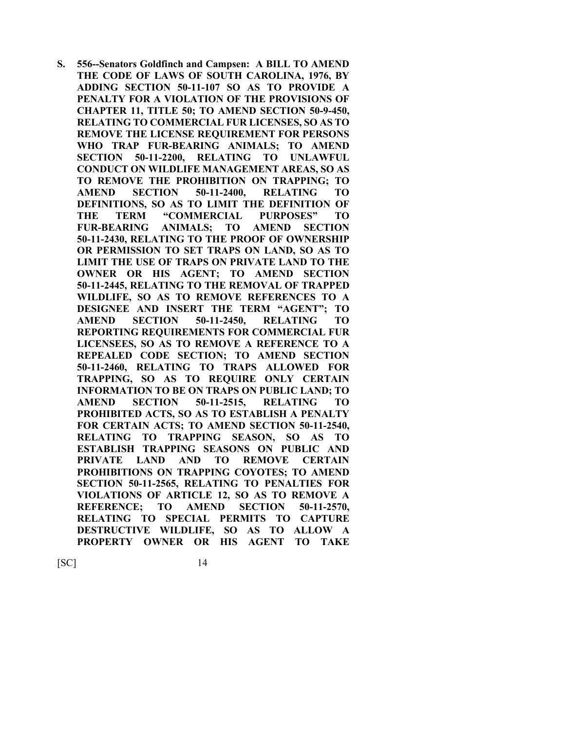**S. 556--Senators Goldfinch and Campsen: A BILL TO AMEND THE CODE OF LAWS OF SOUTH CAROLINA, 1976, BY ADDING SECTION 50-11-107 SO AS TO PROVIDE A PENALTY FOR A VIOLATION OF THE PROVISIONS OF CHAPTER 11, TITLE 50; TO AMEND SECTION 50-9-450, RELATING TO COMMERCIAL FUR LICENSES, SO AS TO REMOVE THE LICENSE REQUIREMENT FOR PERSONS WHO TRAP FUR-BEARING ANIMALS; TO AMEND SECTION 50-11-2200, RELATING TO UNLAWFUL CONDUCT ON WILDLIFE MANAGEMENT AREAS, SO AS TO REMOVE THE PROHIBITION ON TRAPPING; TO AMEND SECTION 50-11-2400, RELATING TO DEFINITIONS, SO AS TO LIMIT THE DEFINITION OF THE TERM "COMMERCIAL PURPOSES" TO FUR-BEARING ANIMALS; TO AMEND SECTION 50-11-2430, RELATING TO THE PROOF OF OWNERSHIP OR PERMISSION TO SET TRAPS ON LAND, SO AS TO LIMIT THE USE OF TRAPS ON PRIVATE LAND TO THE OWNER OR HIS AGENT; TO AMEND SECTION 50-11-2445, RELATING TO THE REMOVAL OF TRAPPED WILDLIFE, SO AS TO REMOVE REFERENCES TO A DESIGNEE AND INSERT THE TERM "AGENT"; TO AMEND SECTION 50-11-2450, RELATING TO REPORTING REQUIREMENTS FOR COMMERCIAL FUR LICENSEES, SO AS TO REMOVE A REFERENCE TO A REPEALED CODE SECTION; TO AMEND SECTION 50-11-2460, RELATING TO TRAPS ALLOWED FOR TRAPPING, SO AS TO REQUIRE ONLY CERTAIN INFORMATION TO BE ON TRAPS ON PUBLIC LAND; TO AMEND SECTION 50-11-2515, RELATING TO PROHIBITED ACTS, SO AS TO ESTABLISH A PENALTY FOR CERTAIN ACTS; TO AMEND SECTION 50-11-2540, RELATING TO TRAPPING SEASON, SO AS TO ESTABLISH TRAPPING SEASONS ON PUBLIC AND PRIVATE LAND AND TO REMOVE CERTAIN PROHIBITIONS ON TRAPPING COYOTES; TO AMEND SECTION 50-11-2565, RELATING TO PENALTIES FOR VIOLATIONS OF ARTICLE 12, SO AS TO REMOVE A REFERENCE; TO AMEND SECTION 50-11-2570, RELATING TO SPECIAL PERMITS TO CAPTURE DESTRUCTIVE WILDLIFE, SO AS TO ALLOW A PROPERTY OWNER OR HIS AGENT TO TAKE**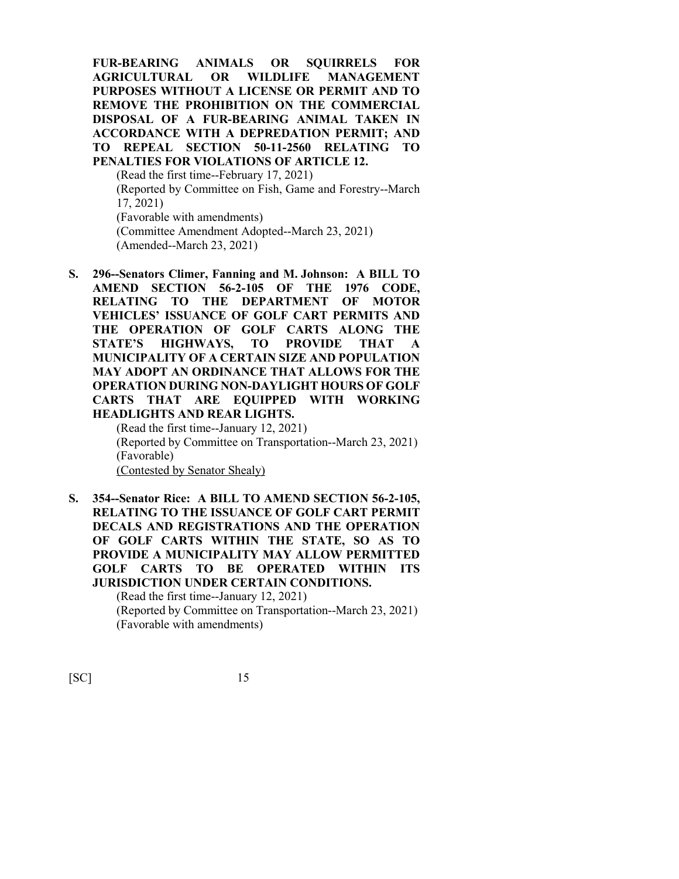**FUR-BEARING ANIMALS OR SQUIRRELS FOR AGRICULTURAL OR WILDLIFE MANAGEMENT PURPOSES WITHOUT A LICENSE OR PERMIT AND TO REMOVE THE PROHIBITION ON THE COMMERCIAL DISPOSAL OF A FUR-BEARING ANIMAL TAKEN IN ACCORDANCE WITH A DEPREDATION PERMIT; AND TO REPEAL SECTION 50-11-2560 RELATING TO PENALTIES FOR VIOLATIONS OF ARTICLE 12.**

(Read the first time--February 17, 2021)
(Reported by Committee on Fish, Game and Forestry--March 17, 2021)
(Favorable with amendments)
(Committee Amendment Adopted--March 23, 2021)
(Amended--March 23, 2021)

**S. 296--Senators Climer, Fanning and M. Johnson: A BILL TO AMEND SECTION 56-2-105 OF THE 1976 CODE, RELATING TO THE DEPARTMENT OF MOTOR VEHICLES' ISSUANCE OF GOLF CART PERMITS AND THE OPERATION OF GOLF CARTS ALONG THE STATE'S HIGHWAYS, TO PROVIDE THAT A MUNICIPALITY OF A CERTAIN SIZE AND POPULATION MAY ADOPT AN ORDINANCE THAT ALLOWS FOR THE OPERATION DURING NON-DAYLIGHT HOURS OF GOLF CARTS THAT ARE EQUIPPED WITH WORKING HEADLIGHTS AND REAR LIGHTS.**

(Read the first time--January 12, 2021)
(Reported by Committee on Transportation--March 23, 2021)
(Favorable)
<u>(Contested by Senator Shealy)</u>

**S. 354--Senator Rice: A BILL TO AMEND SECTION 56-2-105, RELATING TO THE ISSUANCE OF GOLF CART PERMIT DECALS AND REGISTRATIONS AND THE OPERATION OF GOLF CARTS WITHIN THE STATE, SO AS TO PROVIDE A MUNICIPALITY MAY ALLOW PERMITTED GOLF CARTS TO BE OPERATED WITHIN ITS JURISDICTION UNDER CERTAIN CONDITIONS.**

(Read the first time--January 12, 2021)
(Reported by Committee on Transportation--March 23, 2021)
(Favorable with amendments)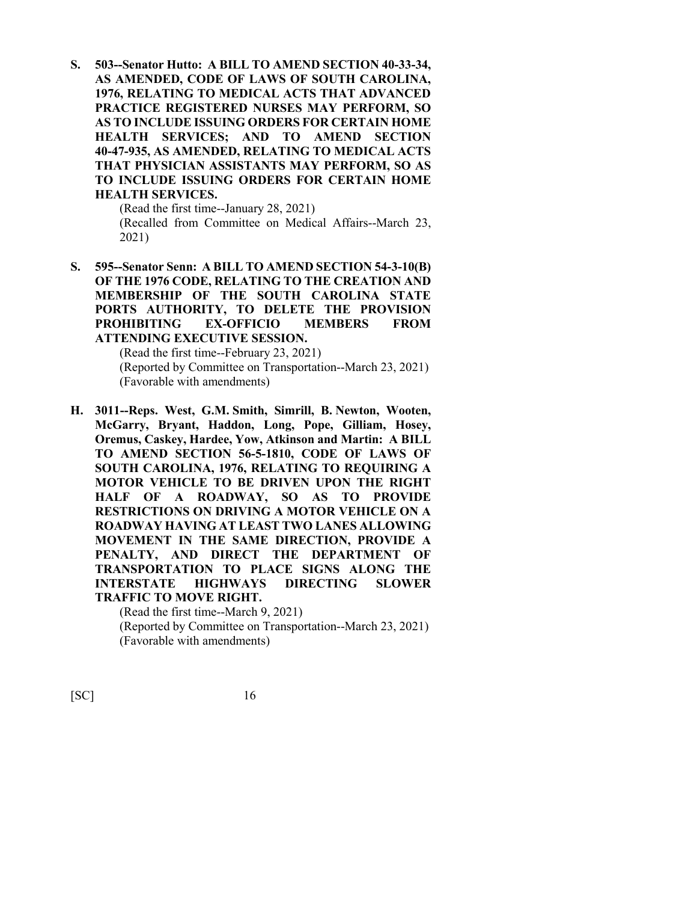**S. 503--Senator Hutto: A BILL TO AMEND SECTION 40-33-34, AS AMENDED, CODE OF LAWS OF SOUTH CAROLINA, 1976, RELATING TO MEDICAL ACTS THAT ADVANCED PRACTICE REGISTERED NURSES MAY PERFORM, SO AS TO INCLUDE ISSUING ORDERS FOR CERTAIN HOME HEALTH SERVICES; AND TO AMEND SECTION 40-47-935, AS AMENDED, RELATING TO MEDICAL ACTS THAT PHYSICIAN ASSISTANTS MAY PERFORM, SO AS TO INCLUDE ISSUING ORDERS FOR CERTAIN HOME HEALTH SERVICES.**

(Read the first time--January 28, 2021)
(Recalled from Committee on Medical Affairs--March 23, 2021)

**S. 595--Senator Senn: A BILL TO AMEND SECTION 54-3-10(B) OF THE 1976 CODE, RELATING TO THE CREATION AND MEMBERSHIP OF THE SOUTH CAROLINA STATE PORTS AUTHORITY, TO DELETE THE PROVISION PROHIBITING EX-OFFICIO MEMBERS FROM ATTENDING EXECUTIVE SESSION.**

(Read the first time--February 23, 2021)
(Reported by Committee on Transportation--March 23, 2021)
(Favorable with amendments)

**H. 3011--Reps. West, G.M. Smith, Simrill, B. Newton, Wooten, McGarry, Bryant, Haddon, Long, Pope, Gilliam, Hosey, Oremus, Caskey, Hardee, Yow, Atkinson and Martin: A BILL TO AMEND SECTION 56-5-1810, CODE OF LAWS OF SOUTH CAROLINA, 1976, RELATING TO REQUIRING A MOTOR VEHICLE TO BE DRIVEN UPON THE RIGHT HALF OF A ROADWAY, SO AS TO PROVIDE RESTRICTIONS ON DRIVING A MOTOR VEHICLE ON A ROADWAY HAVING AT LEAST TWO LANES ALLOWING MOVEMENT IN THE SAME DIRECTION, PROVIDE A PENALTY, AND DIRECT THE DEPARTMENT OF TRANSPORTATION TO PLACE SIGNS ALONG THE INTERSTATE HIGHWAYS DIRECTING SLOWER TRAFFIC TO MOVE RIGHT.**

(Read the first time--March 9, 2021)
(Reported by Committee on Transportation--March 23, 2021)
(Favorable with amendments)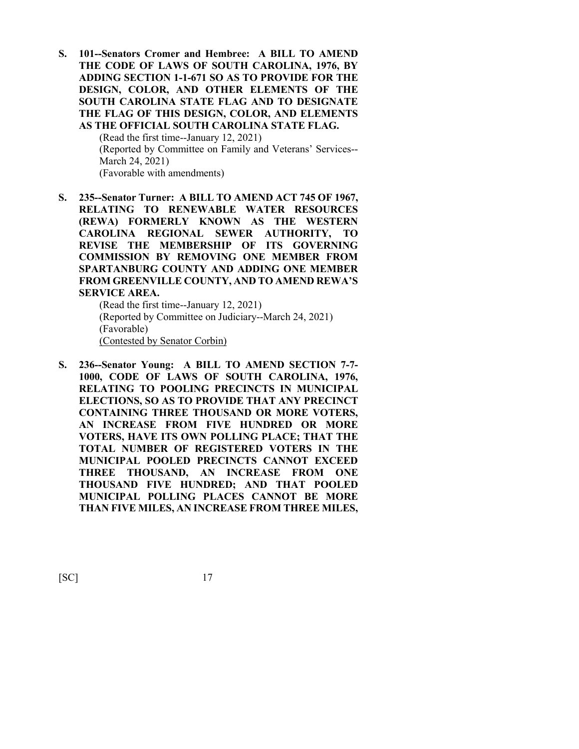**S. 101--Senators Cromer and Hembree: A BILL TO AMEND THE CODE OF LAWS OF SOUTH CAROLINA, 1976, BY ADDING SECTION 1-1-671 SO AS TO PROVIDE FOR THE DESIGN, COLOR, AND OTHER ELEMENTS OF THE SOUTH CAROLINA STATE FLAG AND TO DESIGNATE THE FLAG OF THIS DESIGN, COLOR, AND ELEMENTS AS THE OFFICIAL SOUTH CAROLINA STATE FLAG.**

(Read the first time--January 12, 2021)
(Reported by Committee on Family and Veterans' Services--March 24, 2021)
(Favorable with amendments)

**S. 235--Senator Turner: A BILL TO AMEND ACT 745 OF 1967, RELATING TO RENEWABLE WATER RESOURCES (REWA) FORMERLY KNOWN AS THE WESTERN CAROLINA REGIONAL SEWER AUTHORITY, TO REVISE THE MEMBERSHIP OF ITS GOVERNING COMMISSION BY REMOVING ONE MEMBER FROM SPARTANBURG COUNTY AND ADDING ONE MEMBER FROM GREENVILLE COUNTY, AND TO AMEND REWA'S SERVICE AREA.**

(Read the first time--January 12, 2021)
(Reported by Committee on Judiciary--March 24, 2021)
(Favorable)
(Contested by Senator Corbin)

**S. 236--Senator Young: A BILL TO AMEND SECTION 7-7-1000, CODE OF LAWS OF SOUTH CAROLINA, 1976, RELATING TO POOLING PRECINCTS IN MUNICIPAL ELECTIONS, SO AS TO PROVIDE THAT ANY PRECINCT CONTAINING THREE THOUSAND OR MORE VOTERS, AN INCREASE FROM FIVE HUNDRED OR MORE VOTERS, HAVE ITS OWN POLLING PLACE; THAT THE TOTAL NUMBER OF REGISTERED VOTERS IN THE MUNICIPAL POOLED PRECINCTS CANNOT EXCEED THREE THOUSAND, AN INCREASE FROM ONE THOUSAND FIVE HUNDRED; AND THAT POOLED MUNICIPAL POLLING PLACES CANNOT BE MORE THAN FIVE MILES, AN INCREASE FROM THREE MILES,**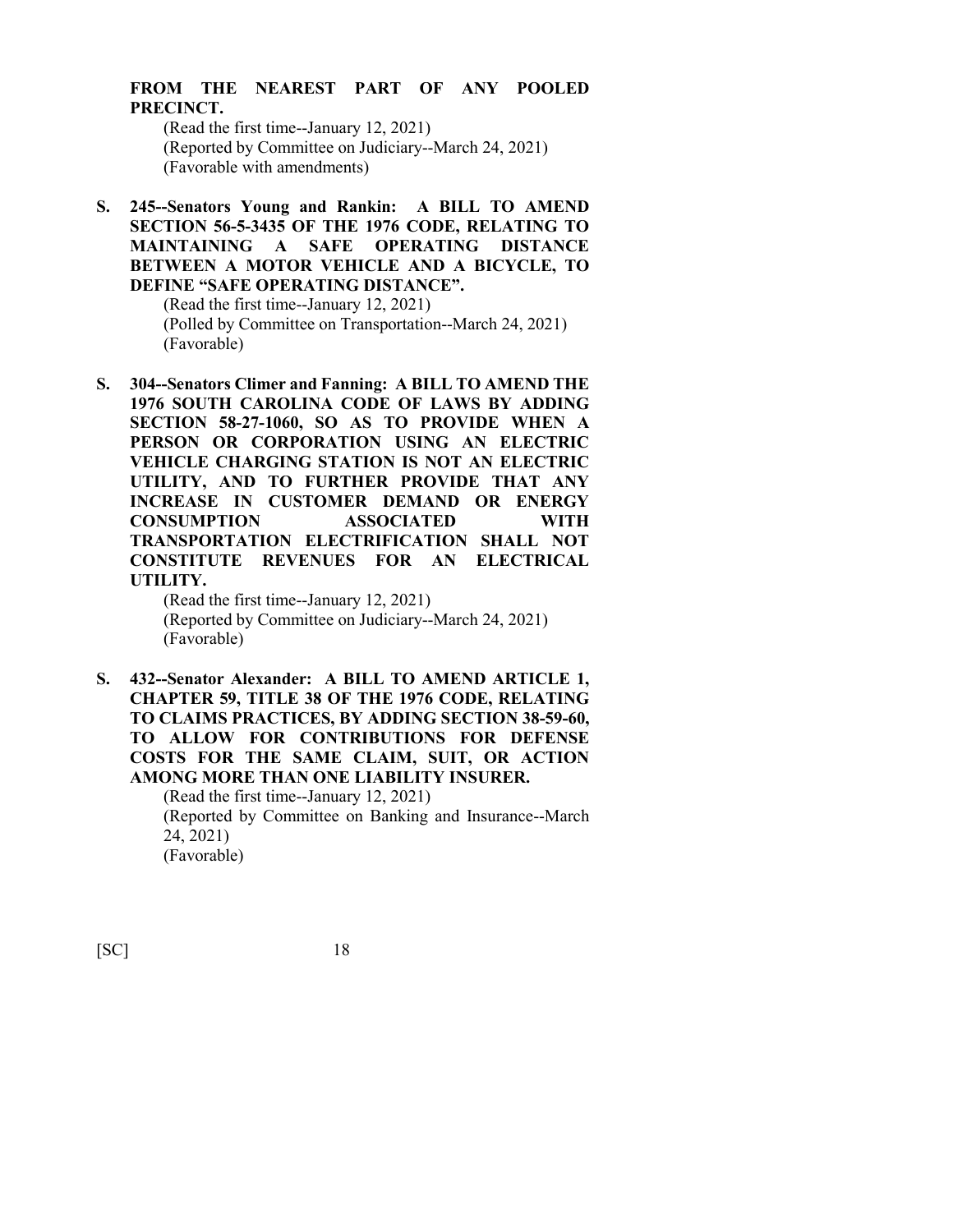**FROM THE NEAREST PART OF ANY POOLED PRECINCT.**

(Read the first time--January 12, 2021)
(Reported by Committee on Judiciary--March 24, 2021)
(Favorable with amendments)

**S. 245--Senators Young and Rankin: A BILL TO AMEND SECTION 56-5-3435 OF THE 1976 CODE, RELATING TO MAINTAINING A SAFE OPERATING DISTANCE BETWEEN A MOTOR VEHICLE AND A BICYCLE, TO DEFINE "SAFE OPERATING DISTANCE".**

(Read the first time--January 12, 2021)
(Polled by Committee on Transportation--March 24, 2021)
(Favorable)

**S. 304--Senators Climer and Fanning: A BILL TO AMEND THE 1976 SOUTH CAROLINA CODE OF LAWS BY ADDING SECTION 58-27-1060, SO AS TO PROVIDE WHEN A PERSON OR CORPORATION USING AN ELECTRIC VEHICLE CHARGING STATION IS NOT AN ELECTRIC UTILITY, AND TO FURTHER PROVIDE THAT ANY INCREASE IN CUSTOMER DEMAND OR ENERGY CONSUMPTION ASSOCIATED WITH TRANSPORTATION ELECTRIFICATION SHALL NOT CONSTITUTE REVENUES FOR AN ELECTRICAL UTILITY.**

(Read the first time--January 12, 2021)
(Reported by Committee on Judiciary--March 24, 2021)
(Favorable)

**S. 432--Senator Alexander: A BILL TO AMEND ARTICLE 1, CHAPTER 59, TITLE 38 OF THE 1976 CODE, RELATING TO CLAIMS PRACTICES, BY ADDING SECTION 38-59-60, TO ALLOW FOR CONTRIBUTIONS FOR DEFENSE COSTS FOR THE SAME CLAIM, SUIT, OR ACTION AMONG MORE THAN ONE LIABILITY INSURER.**

(Read the first time--January 12, 2021)
(Reported by Committee on Banking and Insurance--March 24, 2021)
(Favorable)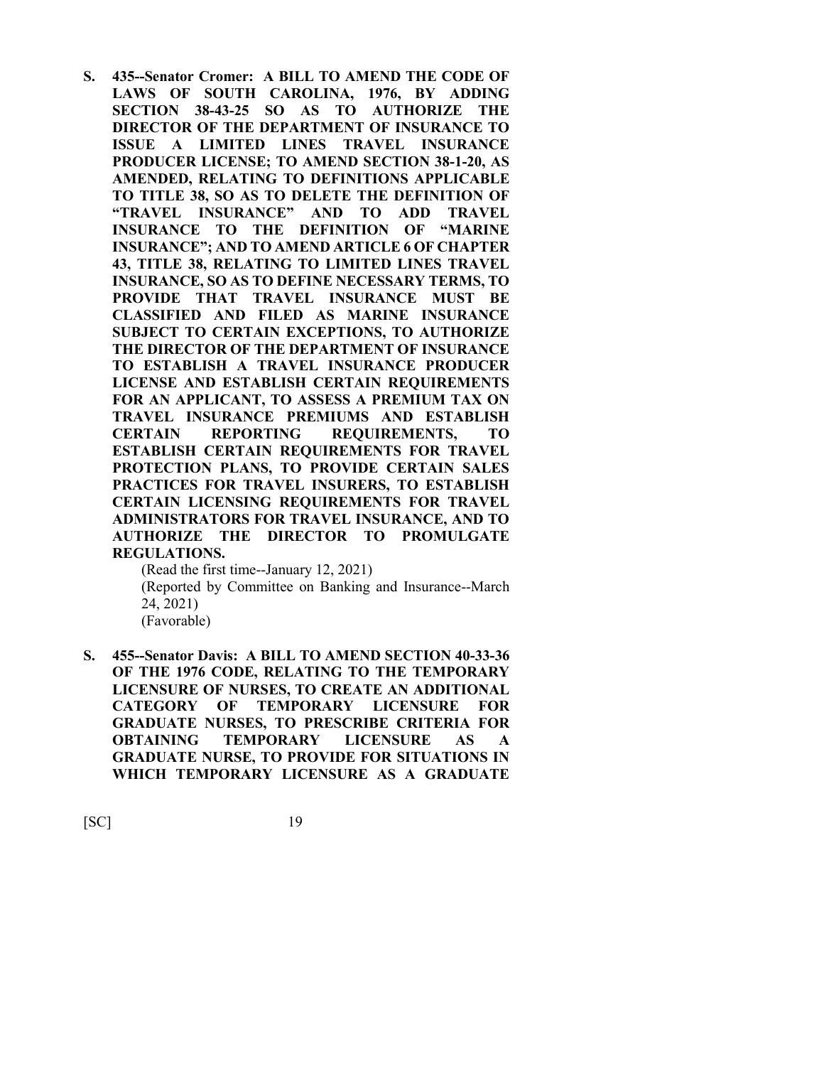**S. 435--Senator Cromer: A BILL TO AMEND THE CODE OF LAWS OF SOUTH CAROLINA, 1976, BY ADDING SECTION 38-43-25 SO AS TO AUTHORIZE THE DIRECTOR OF THE DEPARTMENT OF INSURANCE TO ISSUE A LIMITED LINES TRAVEL INSURANCE PRODUCER LICENSE; TO AMEND SECTION 38-1-20, AS AMENDED, RELATING TO DEFINITIONS APPLICABLE TO TITLE 38, SO AS TO DELETE THE DEFINITION OF "TRAVEL INSURANCE" AND TO ADD TRAVEL INSURANCE TO THE DEFINITION OF "MARINE INSURANCE"; AND TO AMEND ARTICLE 6 OF CHAPTER 43, TITLE 38, RELATING TO LIMITED LINES TRAVEL INSURANCE, SO AS TO DEFINE NECESSARY TERMS, TO PROVIDE THAT TRAVEL INSURANCE MUST BE CLASSIFIED AND FILED AS MARINE INSURANCE SUBJECT TO CERTAIN EXCEPTIONS, TO AUTHORIZE THE DIRECTOR OF THE DEPARTMENT OF INSURANCE TO ESTABLISH A TRAVEL INSURANCE PRODUCER LICENSE AND ESTABLISH CERTAIN REQUIREMENTS FOR AN APPLICANT, TO ASSESS A PREMIUM TAX ON TRAVEL INSURANCE PREMIUMS AND ESTABLISH CERTAIN REPORTING REQUIREMENTS, TO ESTABLISH CERTAIN REQUIREMENTS FOR TRAVEL PROTECTION PLANS, TO PROVIDE CERTAIN SALES PRACTICES FOR TRAVEL INSURERS, TO ESTABLISH CERTAIN LICENSING REQUIREMENTS FOR TRAVEL ADMINISTRATORS FOR TRAVEL INSURANCE, AND TO AUTHORIZE THE DIRECTOR TO PROMULGATE REGULATIONS.**

(Read the first time--January 12, 2021)
(Reported by Committee on Banking and Insurance--March 24, 2021)
(Favorable)

**S. 455--Senator Davis: A BILL TO AMEND SECTION 40-33-36 OF THE 1976 CODE, RELATING TO THE TEMPORARY LICENSURE OF NURSES, TO CREATE AN ADDITIONAL CATEGORY OF TEMPORARY LICENSURE FOR GRADUATE NURSES, TO PRESCRIBE CRITERIA FOR OBTAINING TEMPORARY LICENSURE AS A GRADUATE NURSE, TO PROVIDE FOR SITUATIONS IN WHICH TEMPORARY LICENSURE AS A GRADUATE**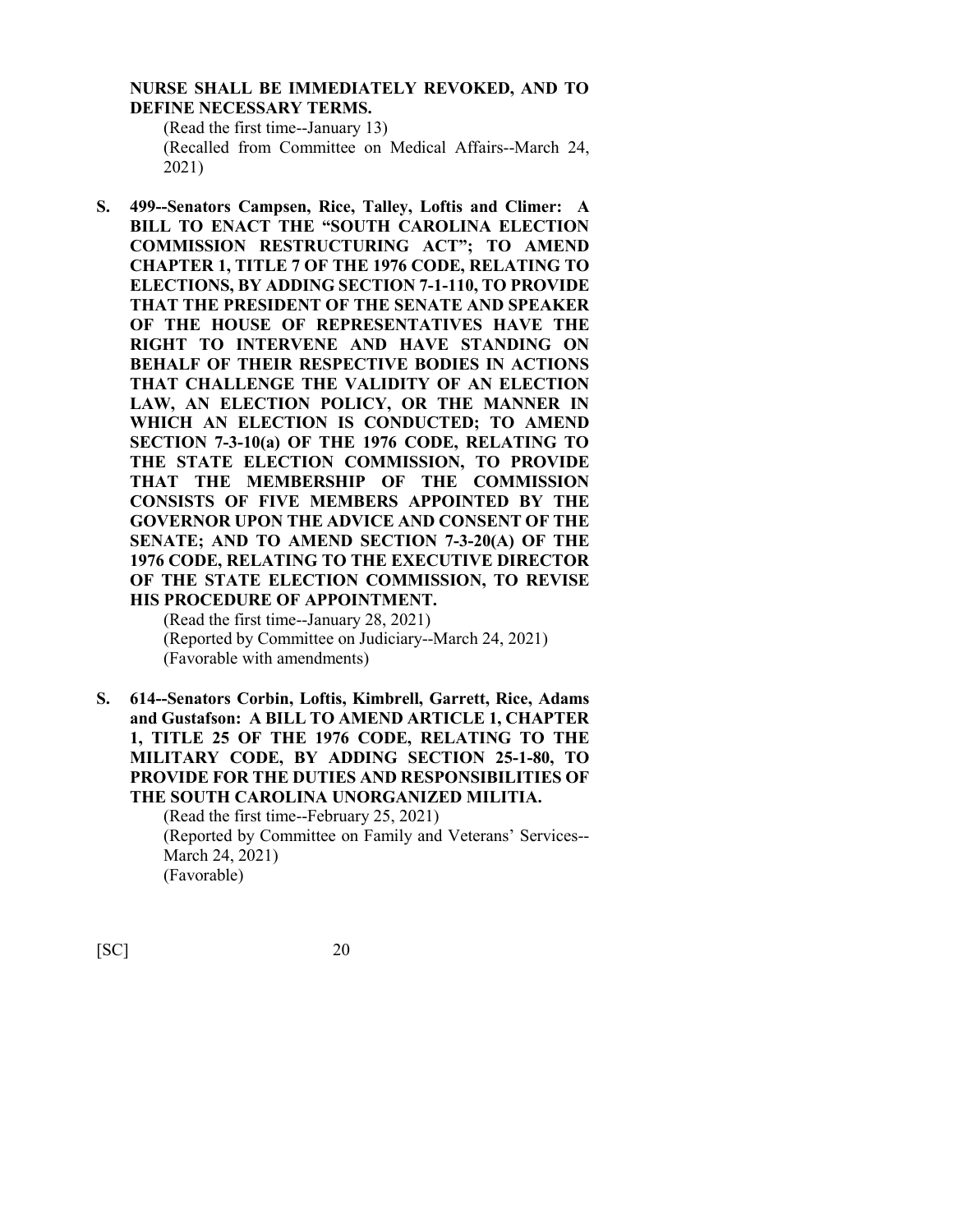**NURSE SHALL BE IMMEDIATELY REVOKED, AND TO DEFINE NECESSARY TERMS.**

(Read the first time--January 13)
(Recalled from Committee on Medical Affairs--March 24, 2021)

**S. 499--Senators Campsen, Rice, Talley, Loftis and Climer: A BILL TO ENACT THE "SOUTH CAROLINA ELECTION COMMISSION RESTRUCTURING ACT"; TO AMEND CHAPTER 1, TITLE 7 OF THE 1976 CODE, RELATING TO ELECTIONS, BY ADDING SECTION 7-1-110, TO PROVIDE THAT THE PRESIDENT OF THE SENATE AND SPEAKER OF THE HOUSE OF REPRESENTATIVES HAVE THE RIGHT TO INTERVENE AND HAVE STANDING ON BEHALF OF THEIR RESPECTIVE BODIES IN ACTIONS THAT CHALLENGE THE VALIDITY OF AN ELECTION LAW, AN ELECTION POLICY, OR THE MANNER IN WHICH AN ELECTION IS CONDUCTED; TO AMEND SECTION 7-3-10(a) OF THE 1976 CODE, RELATING TO THE STATE ELECTION COMMISSION, TO PROVIDE THAT THE MEMBERSHIP OF THE COMMISSION CONSISTS OF FIVE MEMBERS APPOINTED BY THE GOVERNOR UPON THE ADVICE AND CONSENT OF THE SENATE; AND TO AMEND SECTION 7-3-20(A) OF THE 1976 CODE, RELATING TO THE EXECUTIVE DIRECTOR OF THE STATE ELECTION COMMISSION, TO REVISE HIS PROCEDURE OF APPOINTMENT.**

(Read the first time--January 28, 2021)
(Reported by Committee on Judiciary--March 24, 2021)
(Favorable with amendments)

**S. 614--Senators Corbin, Loftis, Kimbrell, Garrett, Rice, Adams and Gustafson: A BILL TO AMEND ARTICLE 1, CHAPTER 1, TITLE 25 OF THE 1976 CODE, RELATING TO THE MILITARY CODE, BY ADDING SECTION 25-1-80, TO PROVIDE FOR THE DUTIES AND RESPONSIBILITIES OF THE SOUTH CAROLINA UNORGANIZED MILITIA.**

(Read the first time--February 25, 2021)
(Reported by Committee on Family and Veterans' Services--March 24, 2021)
(Favorable)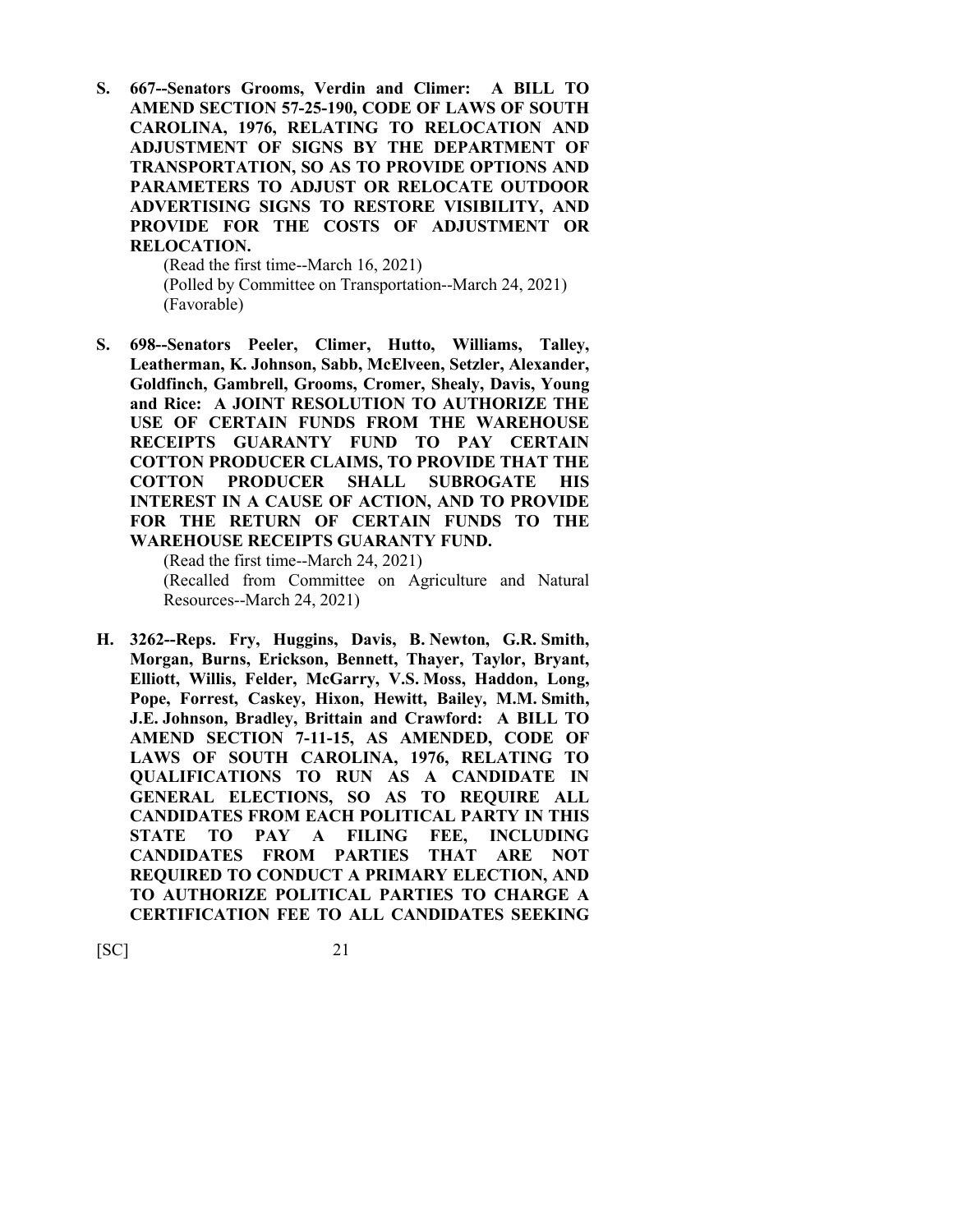**S. 667--Senators Grooms, Verdin and Climer: A BILL TO AMEND SECTION 57-25-190, CODE OF LAWS OF SOUTH CAROLINA, 1976, RELATING TO RELOCATION AND ADJUSTMENT OF SIGNS BY THE DEPARTMENT OF TRANSPORTATION, SO AS TO PROVIDE OPTIONS AND PARAMETERS TO ADJUST OR RELOCATE OUTDOOR ADVERTISING SIGNS TO RESTORE VISIBILITY, AND PROVIDE FOR THE COSTS OF ADJUSTMENT OR RELOCATION.**

(Read the first time--March 16, 2021)
(Polled by Committee on Transportation--March 24, 2021)
(Favorable)

**S. 698--Senators Peeler, Climer, Hutto, Williams, Talley, Leatherman, K. Johnson, Sabb, McElveen, Setzler, Alexander, Goldfinch, Gambrell, Grooms, Cromer, Shealy, Davis, Young and Rice: A JOINT RESOLUTION TO AUTHORIZE THE USE OF CERTAIN FUNDS FROM THE WAREHOUSE RECEIPTS GUARANTY FUND TO PAY CERTAIN COTTON PRODUCER CLAIMS, TO PROVIDE THAT THE COTTON PRODUCER SHALL SUBROGATE HIS INTEREST IN A CAUSE OF ACTION, AND TO PROVIDE FOR THE RETURN OF CERTAIN FUNDS TO THE WAREHOUSE RECEIPTS GUARANTY FUND.**

(Read the first time--March 24, 2021)
(Recalled from Committee on Agriculture and Natural Resources--March 24, 2021)

**H. 3262--Reps. Fry, Huggins, Davis, B. Newton, G.R. Smith, Morgan, Burns, Erickson, Bennett, Thayer, Taylor, Bryant, Elliott, Willis, Felder, McGarry, V.S. Moss, Haddon, Long, Pope, Forrest, Caskey, Hixon, Hewitt, Bailey, M.M. Smith, J.E. Johnson, Bradley, Brittain and Crawford: A BILL TO AMEND SECTION 7-11-15, AS AMENDED, CODE OF LAWS OF SOUTH CAROLINA, 1976, RELATING TO QUALIFICATIONS TO RUN AS A CANDIDATE IN GENERAL ELECTIONS, SO AS TO REQUIRE ALL CANDIDATES FROM EACH POLITICAL PARTY IN THIS STATE TO PAY A FILING FEE, INCLUDING CANDIDATES FROM PARTIES THAT ARE NOT REQUIRED TO CONDUCT A PRIMARY ELECTION, AND TO AUTHORIZE POLITICAL PARTIES TO CHARGE A CERTIFICATION FEE TO ALL CANDIDATES SEEKING**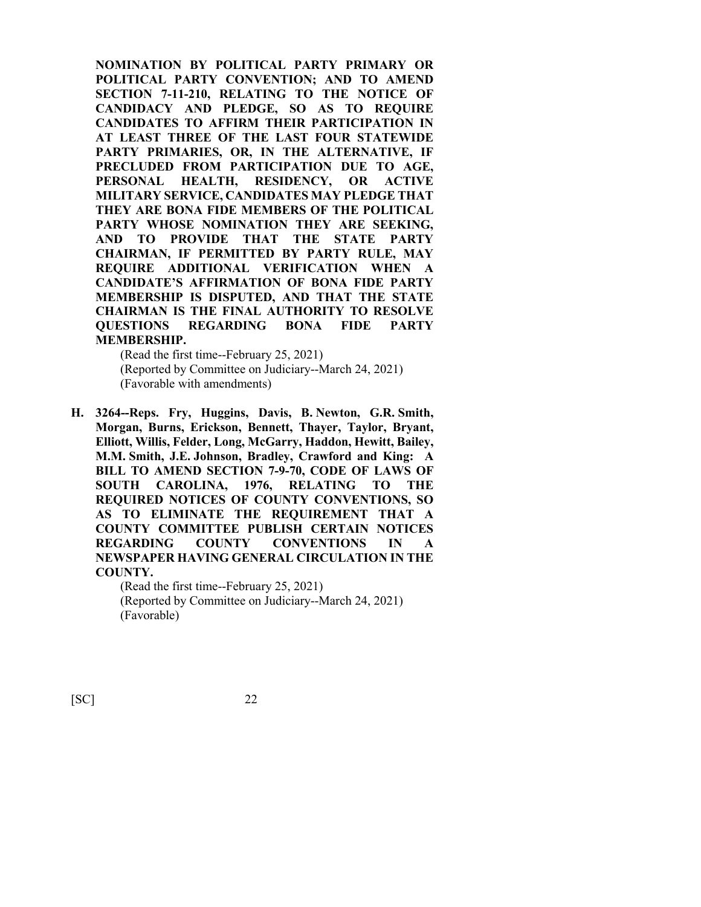**NOMINATION BY POLITICAL PARTY PRIMARY OR POLITICAL PARTY CONVENTION; AND TO AMEND SECTION 7-11-210, RELATING TO THE NOTICE OF CANDIDACY AND PLEDGE, SO AS TO REQUIRE CANDIDATES TO AFFIRM THEIR PARTICIPATION IN AT LEAST THREE OF THE LAST FOUR STATEWIDE PARTY PRIMARIES, OR, IN THE ALTERNATIVE, IF PRECLUDED FROM PARTICIPATION DUE TO AGE, PERSONAL HEALTH, RESIDENCY, OR ACTIVE MILITARY SERVICE, CANDIDATES MAY PLEDGE THAT THEY ARE BONA FIDE MEMBERS OF THE POLITICAL PARTY WHOSE NOMINATION THEY ARE SEEKING, AND TO PROVIDE THAT THE STATE PARTY CHAIRMAN, IF PERMITTED BY PARTY RULE, MAY REQUIRE ADDITIONAL VERIFICATION WHEN A CANDIDATE'S AFFIRMATION OF BONA FIDE PARTY MEMBERSHIP IS DISPUTED, AND THAT THE STATE CHAIRMAN IS THE FINAL AUTHORITY TO RESOLVE QUESTIONS REGARDING BONA FIDE PARTY MEMBERSHIP.**

(Read the first time--February 25, 2021)
(Reported by Committee on Judiciary--March 24, 2021)
(Favorable with amendments)

**H. 3264--Reps. Fry, Huggins, Davis, B. Newton, G.R. Smith, Morgan, Burns, Erickson, Bennett, Thayer, Taylor, Bryant, Elliott, Willis, Felder, Long, McGarry, Haddon, Hewitt, Bailey, M.M. Smith, J.E. Johnson, Bradley, Crawford and King: A BILL TO AMEND SECTION 7-9-70, CODE OF LAWS OF SOUTH CAROLINA, 1976, RELATING TO THE REQUIRED NOTICES OF COUNTY CONVENTIONS, SO AS TO ELIMINATE THE REQUIREMENT THAT A COUNTY COMMITTEE PUBLISH CERTAIN NOTICES REGARDING COUNTY CONVENTIONS IN A NEWSPAPER HAVING GENERAL CIRCULATION IN THE COUNTY.**

(Read the first time--February 25, 2021)
(Reported by Committee on Judiciary--March 24, 2021)
(Favorable)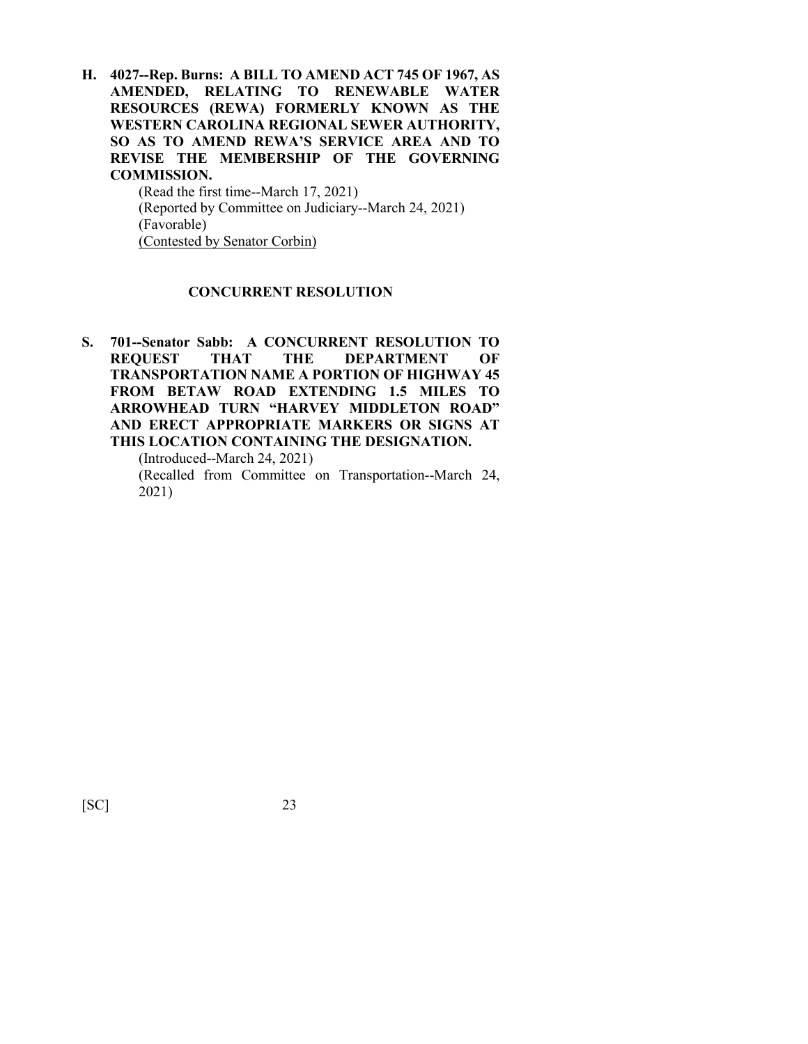**H. 4027--Rep. Burns: A BILL TO AMEND ACT 745 OF 1967, AS AMENDED, RELATING TO RENEWABLE WATER RESOURCES (REWA) FORMERLY KNOWN AS THE WESTERN CAROLINA REGIONAL SEWER AUTHORITY, SO AS TO AMEND REWA'S SERVICE AREA AND TO REVISE THE MEMBERSHIP OF THE GOVERNING COMMISSION.**

(Read the first time--March 17, 2021)
(Reported by Committee on Judiciary--March 24, 2021)
(Favorable)
<u>(Contested by Senator Corbin)</u>

### CONCURRENT RESOLUTION

**S. 701--Senator Sabb: A CONCURRENT RESOLUTION TO REQUEST THAT THE DEPARTMENT OF TRANSPORTATION NAME A PORTION OF HIGHWAY 45 FROM BETAW ROAD EXTENDING 1.5 MILES TO ARROWHEAD TURN "HARVEY MIDDLETON ROAD" AND ERECT APPROPRIATE MARKERS OR SIGNS AT THIS LOCATION CONTAINING THE DESIGNATION.**

(Introduced--March 24, 2021)
(Recalled from Committee on Transportation--March 24, 2021)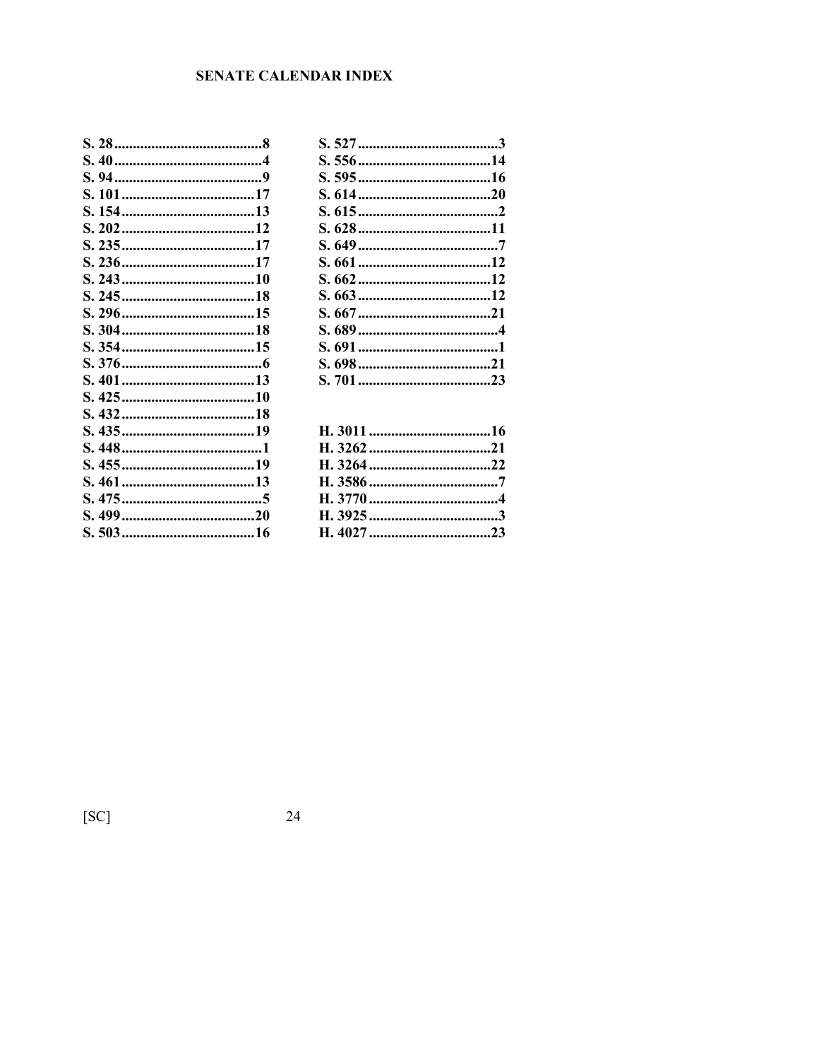**SENATE CALENDAR INDEX**

| | | | |
|---|---|---|---|
| **S. 28** | **8** | **S. 527** | **3** |
| **S. 40** | **4** | **S. 556** | **14** |
| **S. 94** | **9** | **S. 595** | **16** |
| **S. 101** | **17** | **S. 614** | **20** |
| **S. 154** | **13** | **S. 615** | **2** |
| **S. 202** | **12** | **S. 628** | **11** |
| **S. 235** | **17** | **S. 649** | **7** |
| **S. 236** | **17** | **S. 661** | **12** |
| **S. 243** | **10** | **S. 662** | **12** |
| **S. 245** | **18** | **S. 663** | **12** |
| **S. 296** | **15** | **S. 667** | **21** |
| **S. 304** | **18** | **S. 689** | **4** |
| **S. 354** | **15** | **S. 691** | **1** |
| **S. 376** | **6** | **S. 698** | **21** |
| **S. 401** | **13** | **S. 701** | **23** |
| **S. 425** | **10** | | |
| **S. 432** | **18** | | |
| **S. 435** | **19** | **H. 3011** | **16** |
| **S. 448** | **1** | **H. 3262** | **21** |
| **S. 455** | **19** | **H. 3264** | **22** |
| **S. 461** | **13** | **H. 3586** | **7** |
| **S. 475** | **5** | **H. 3770** | **4** |
| **S. 499** | **20** | **H. 3925** | **3** |
| **S. 503** | **16** | **H. 4027** | **23** |

[SC]